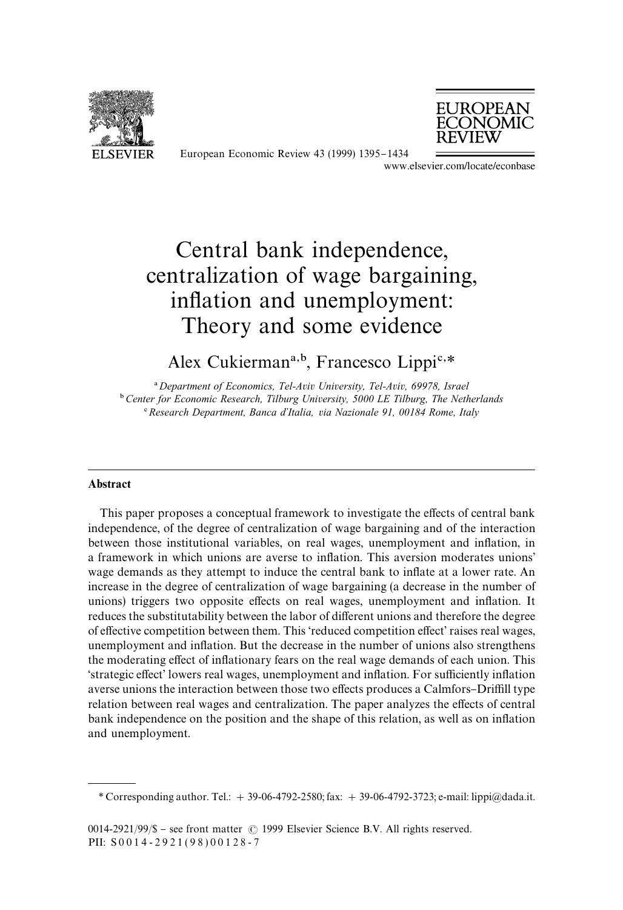# Central bank independence, centralization of wage bargaining, inflation and unemployment: Theory and some evidence

Alex Cukierman[a,b], Francesco Lippi[c,*]

[a] *Department of Economics, Tel-Aviv University, Tel-Aviv, 69978, Israel*
[b] *Center for Economic Research, Tilburg University, 5000 LE Tilburg, The Netherlands*
[c] *Research Department, Banca d'Italia, via Nazionale 91, 00184 Rome, Italy*

---

**Abstract**

This paper proposes a conceptual framework to investigate the effects of central bank independence, of the degree of centralization of wage bargaining and of the interaction between those institutional variables, on real wages, unemployment and inflation, in a framework in which unions are averse to inflation. This aversion moderates unions' wage demands as they attempt to induce the central bank to inflate at a lower rate. An increase in the degree of centralization of wage bargaining (a decrease in the number of unions) triggers two opposite effects on real wages, unemployment and inflation. It reduces the substitutability between the labor of different unions and therefore the degree of effective competition between them. This 'reduced competition effect' raises real wages, unemployment and inflation. But the decrease in the number of unions also strengthens the moderating effect of inflationary fears on the real wage demands of each union. This 'strategic effect' lowers real wages, unemployment and inflation. For sufficiently inflation averse unions the interaction between those two effects produces a Calmfors–Driffill type relation between real wages and centralization. The paper analyzes the effects of central bank independence on the position and the shape of this relation, as well as on inflation and unemployment.

---

\* Corresponding author. Tel.: + 39-06-4792-2580; fax: + 39-06-4792-3723; e-mail: lippi@dada.it.

0014-2921/99/$ – see front matter © 1999 Elsevier Science B.V. All rights reserved.
PII: S0014-2921(98)00128-7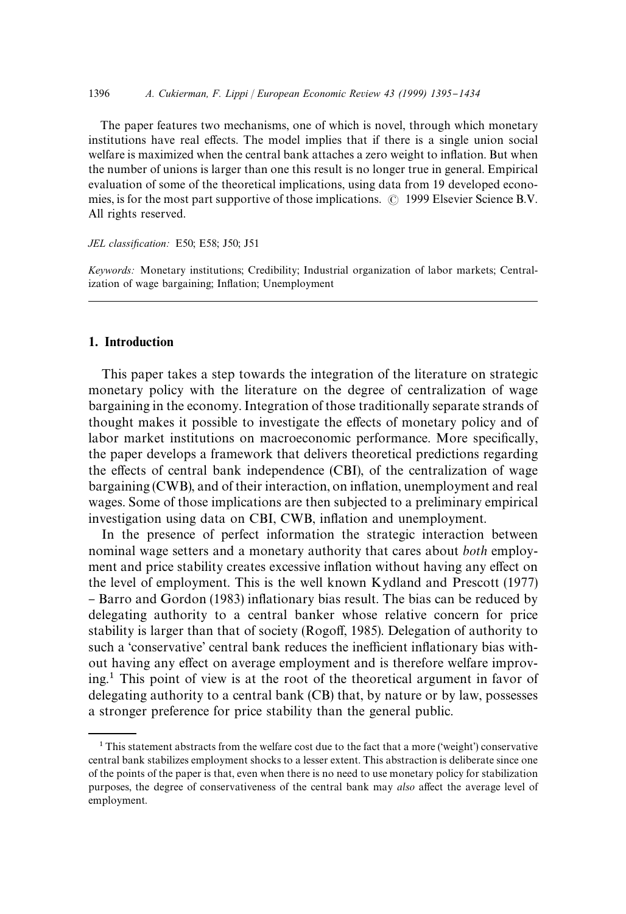The paper features two mechanisms, one of which is novel, through which monetary institutions have real effects. The model implies that if there is a single union social welfare is maximized when the central bank attaches a zero weight to inflation. But when the number of unions is larger than one this result is no longer true in general. Empirical evaluation of some of the theoretical implications, using data from 19 developed economies, is for the most part supportive of those implications. © 1999 Elsevier Science B.V. All rights reserved.

*JEL classification:* E50; E58; J50; J51

*Keywords:* Monetary institutions; Credibility; Industrial organization of labor markets; Centralization of wage bargaining; Inflation; Unemployment

## 1. Introduction

This paper takes a step towards the integration of the literature on strategic monetary policy with the literature on the degree of centralization of wage bargaining in the economy. Integration of those traditionally separate strands of thought makes it possible to investigate the effects of monetary policy and of labor market institutions on macroeconomic performance. More specifically, the paper develops a framework that delivers theoretical predictions regarding the effects of central bank independence (CBI), of the centralization of wage bargaining (CWB), and of their interaction, on inflation, unemployment and real wages. Some of those implications are then subjected to a preliminary empirical investigation using data on CBI, CWB, inflation and unemployment.

In the presence of perfect information the strategic interaction between nominal wage setters and a monetary authority that cares about *both* employment and price stability creates excessive inflation without having any effect on the level of employment. This is the well known Kydland and Prescott (1977) – Barro and Gordon (1983) inflationary bias result. The bias can be reduced by delegating authority to a central banker whose relative concern for price stability is larger than that of society (Rogoff, 1985). Delegation of authority to such a 'conservative' central bank reduces the inefficient inflationary bias without having any effect on average employment and is therefore welfare improving.[1] This point of view is at the root of the theoretical argument in favor of delegating authority to a central bank (CB) that, by nature or by law, possesses a stronger preference for price stability than the general public.

[1] This statement abstracts from the welfare cost due to the fact that a more ('weight') conservative central bank stabilizes employment shocks to a lesser extent. This abstraction is deliberate since one of the points of the paper is that, even when there is no need to use monetary policy for stabilization purposes, the degree of conservativeness of the central bank may *also* affect the average level of employment.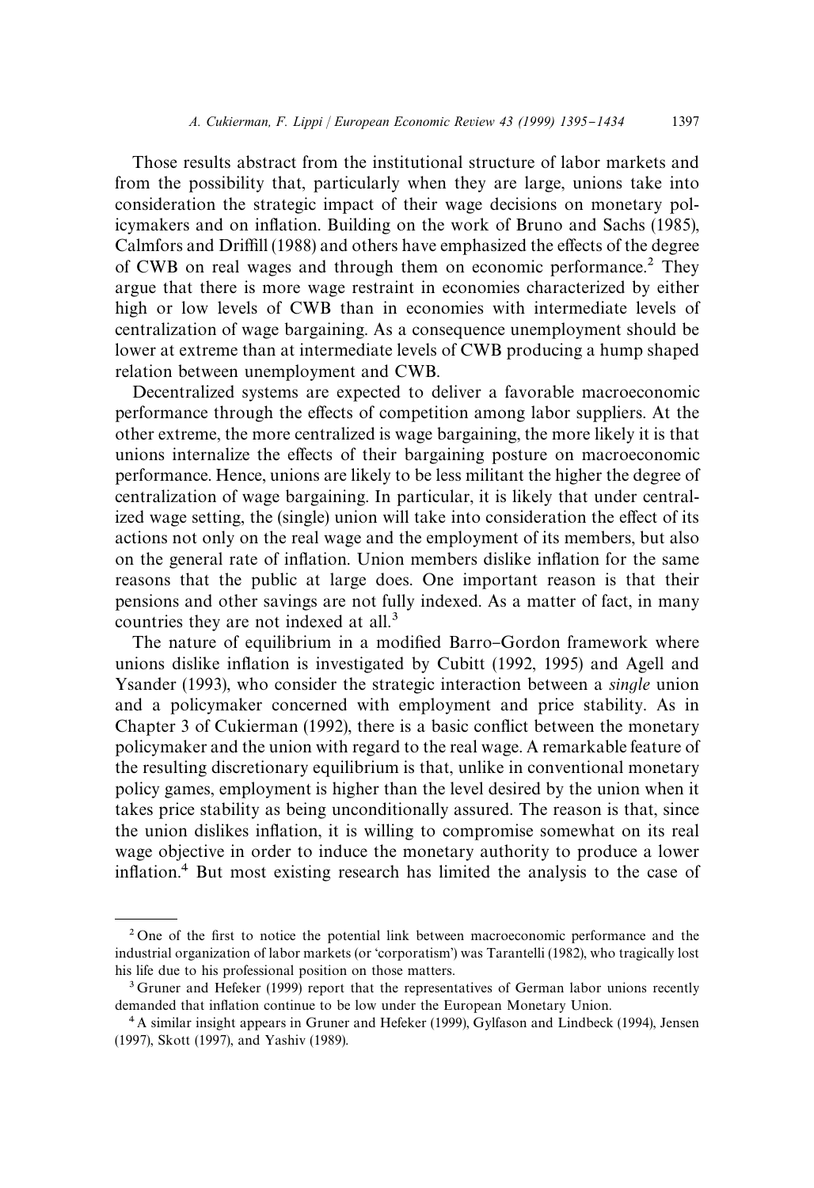Those results abstract from the institutional structure of labor markets and from the possibility that, particularly when they are large, unions take into consideration the strategic impact of their wage decisions on monetary policymakers and on inflation. Building on the work of Bruno and Sachs (1985), Calmfors and Driffill (1988) and others have emphasized the effects of the degree of CWB on real wages and through them on economic performance.[2] They argue that there is more wage restraint in economies characterized by either high or low levels of CWB than in economies with intermediate levels of centralization of wage bargaining. As a consequence unemployment should be lower at extreme than at intermediate levels of CWB producing a hump shaped relation between unemployment and CWB.

Decentralized systems are expected to deliver a favorable macroeconomic performance through the effects of competition among labor suppliers. At the other extreme, the more centralized is wage bargaining, the more likely it is that unions internalize the effects of their bargaining posture on macroeconomic performance. Hence, unions are likely to be less militant the higher the degree of centralization of wage bargaining. In particular, it is likely that under centralized wage setting, the (single) union will take into consideration the effect of its actions not only on the real wage and the employment of its members, but also on the general rate of inflation. Union members dislike inflation for the same reasons that the public at large does. One important reason is that their pensions and other savings are not fully indexed. As a matter of fact, in many countries they are not indexed at all.[3]

The nature of equilibrium in a modified Barro–Gordon framework where unions dislike inflation is investigated by Cubitt (1992, 1995) and Agell and Ysander (1993), who consider the strategic interaction between a *single* union and a policymaker concerned with employment and price stability. As in Chapter 3 of Cukierman (1992), there is a basic conflict between the monetary policymaker and the union with regard to the real wage. A remarkable feature of the resulting discretionary equilibrium is that, unlike in conventional monetary policy games, employment is higher than the level desired by the union when it takes price stability as being unconditionally assured. The reason is that, since the union dislikes inflation, it is willing to compromise somewhat on its real wage objective in order to induce the monetary authority to produce a lower inflation.[4] But most existing research has limited the analysis to the case of

---

[2] One of the first to notice the potential link between macroeconomic performance and the industrial organization of labor markets (or 'corporatism') was Tarantelli (1982), who tragically lost his life due to his professional position on those matters.

[3] Gruner and Hefeker (1999) report that the representatives of German labor unions recently demanded that inflation continue to be low under the European Monetary Union.

[4] A similar insight appears in Gruner and Hefeker (1999), Gylfason and Lindbeck (1994), Jensen (1997), Skott (1997), and Yashiv (1989).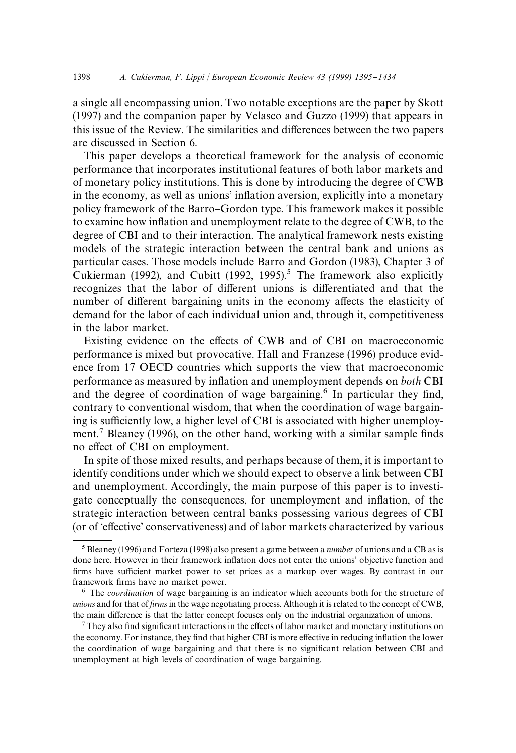a single all encompassing union. Two notable exceptions are the paper by Skott (1997) and the companion paper by Velasco and Guzzo (1999) that appears in this issue of the Review. The similarities and differences between the two papers are discussed in Section 6.

This paper develops a theoretical framework for the analysis of economic performance that incorporates institutional features of both labor markets and of monetary policy institutions. This is done by introducing the degree of CWB in the economy, as well as unions' inflation aversion, explicitly into a monetary policy framework of the Barro–Gordon type. This framework makes it possible to examine how inflation and unemployment relate to the degree of CWB, to the degree of CBI and to their interaction. The analytical framework nests existing models of the strategic interaction between the central bank and unions as particular cases. Those models include Barro and Gordon (1983), Chapter 3 of Cukierman (1992), and Cubitt (1992, 1995).[5] The framework also explicitly recognizes that the labor of different unions is differentiated and that the number of different bargaining units in the economy affects the elasticity of demand for the labor of each individual union and, through it, competitiveness in the labor market.

Existing evidence on the effects of CWB and of CBI on macroeconomic performance is mixed but provocative. Hall and Franzese (1996) produce evidence from 17 OECD countries which supports the view that macroeconomic performance as measured by inflation and unemployment depends on *both* CBI and the degree of coordination of wage bargaining.[6] In particular they find, contrary to conventional wisdom, that when the coordination of wage bargaining is sufficiently low, a higher level of CBI is associated with higher unemployment.[7] Bleaney (1996), on the other hand, working with a similar sample finds no effect of CBI on employment.

In spite of those mixed results, and perhaps because of them, it is important to identify conditions under which we should expect to observe a link between CBI and unemployment. Accordingly, the main purpose of this paper is to investigate conceptually the consequences, for unemployment and inflation, of the strategic interaction between central banks possessing various degrees of CBI (or of 'effective' conservativeness) and of labor markets characterized by various

---

[5] Bleaney (1996) and Forteza (1998) also present a game between a *number* of unions and a CB as is done here. However in their framework inflation does not enter the unions' objective function and firms have sufficient market power to set prices as a markup over wages. By contrast in our framework firms have no market power.

[6] The *coordination* of wage bargaining is an indicator which accounts both for the structure of *unions* and for that of *firms* in the wage negotiating process. Although it is related to the concept of CWB, the main difference is that the latter concept focuses only on the industrial organization of unions.

[7] They also find significant interactions in the effects of labor market and monetary institutions on the economy. For instance, they find that higher CBI is more effective in reducing inflation the lower the coordination of wage bargaining and that there is no significant relation between CBI and unemployment at high levels of coordination of wage bargaining.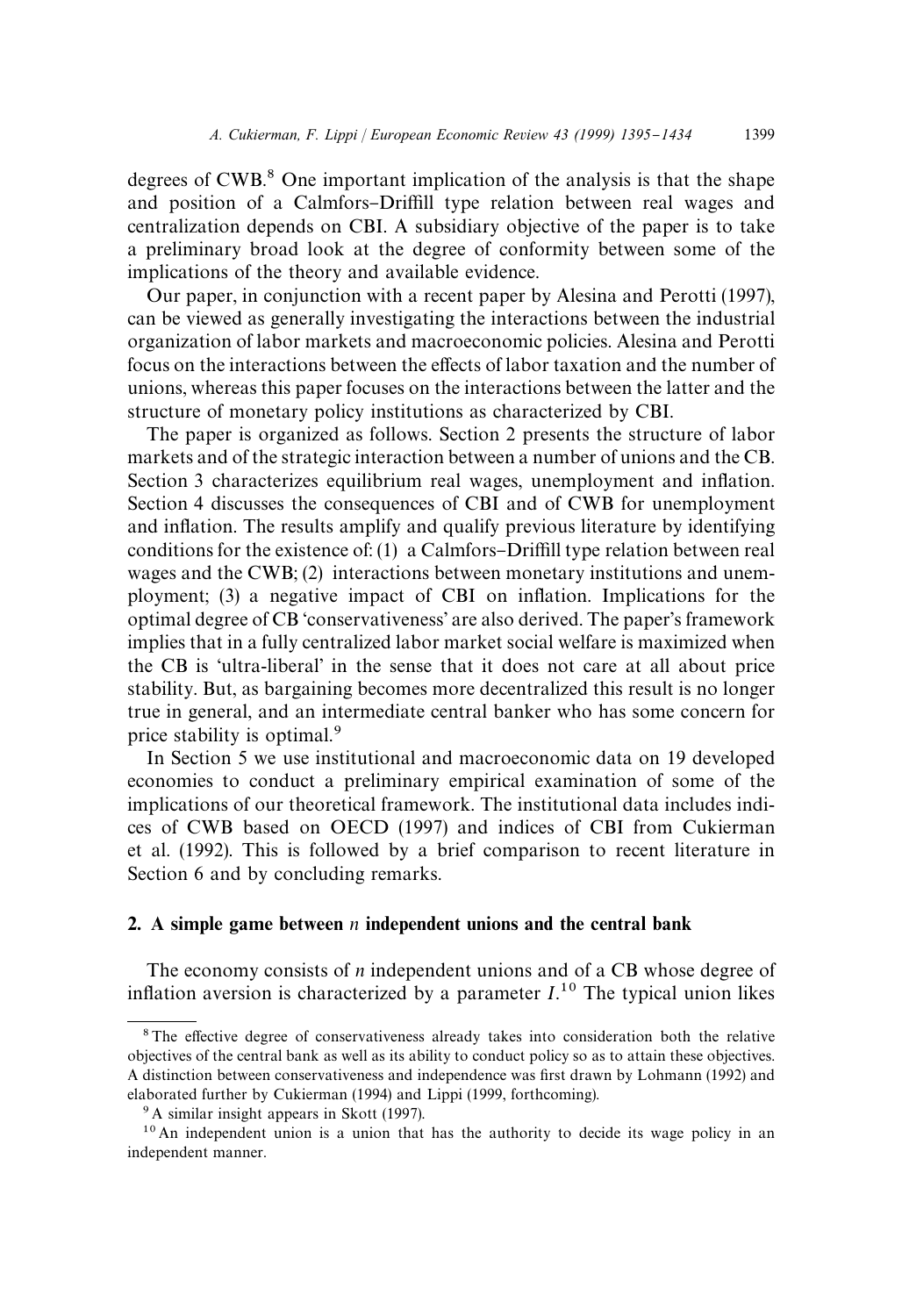degrees of CWB.[8] One important implication of the analysis is that the shape and position of a Calmfors–Driffill type relation between real wages and centralization depends on CBI. A subsidiary objective of the paper is to take a preliminary broad look at the degree of conformity between some of the implications of the theory and available evidence.

Our paper, in conjunction with a recent paper by Alesina and Perotti (1997), can be viewed as generally investigating the interactions between the industrial organization of labor markets and macroeconomic policies. Alesina and Perotti focus on the interactions between the effects of labor taxation and the number of unions, whereas this paper focuses on the interactions between the latter and the structure of monetary policy institutions as characterized by CBI.

The paper is organized as follows. Section 2 presents the structure of labor markets and of the strategic interaction between a number of unions and the CB. Section 3 characterizes equilibrium real wages, unemployment and inflation. Section 4 discusses the consequences of CBI and of CWB for unemployment and inflation. The results amplify and qualify previous literature by identifying conditions for the existence of: (1) a Calmfors–Driffill type relation between real wages and the CWB; (2) interactions between monetary institutions and unemployment; (3) a negative impact of CBI on inflation. Implications for the optimal degree of CB 'conservativeness' are also derived. The paper's framework implies that in a fully centralized labor market social welfare is maximized when the CB is 'ultra-liberal' in the sense that it does not care at all about price stability. But, as bargaining becomes more decentralized this result is no longer true in general, and an intermediate central banker who has some concern for price stability is optimal.[9]

In Section 5 we use institutional and macroeconomic data on 19 developed economies to conduct a preliminary empirical examination of some of the implications of our theoretical framework. The institutional data includes indices of CWB based on OECD (1997) and indices of CBI from Cukierman et al. (1992). This is followed by a brief comparison to recent literature in Section 6 and by concluding remarks.

## 2. A simple game between *n* independent unions and the central bank

The economy consists of $n$ independent unions and of a CB whose degree of inflation aversion is characterized by a parameter $I$.[10] The typical union likes

---

[8] The effective degree of conservativeness already takes into consideration both the relative objectives of the central bank as well as its ability to conduct policy so as to attain these objectives. A distinction between conservativeness and independence was first drawn by Lohmann (1992) and elaborated further by Cukierman (1994) and Lippi (1999, forthcoming).

[9] A similar insight appears in Skott (1997).

[10] An independent union is a union that has the authority to decide its wage policy in an independent manner.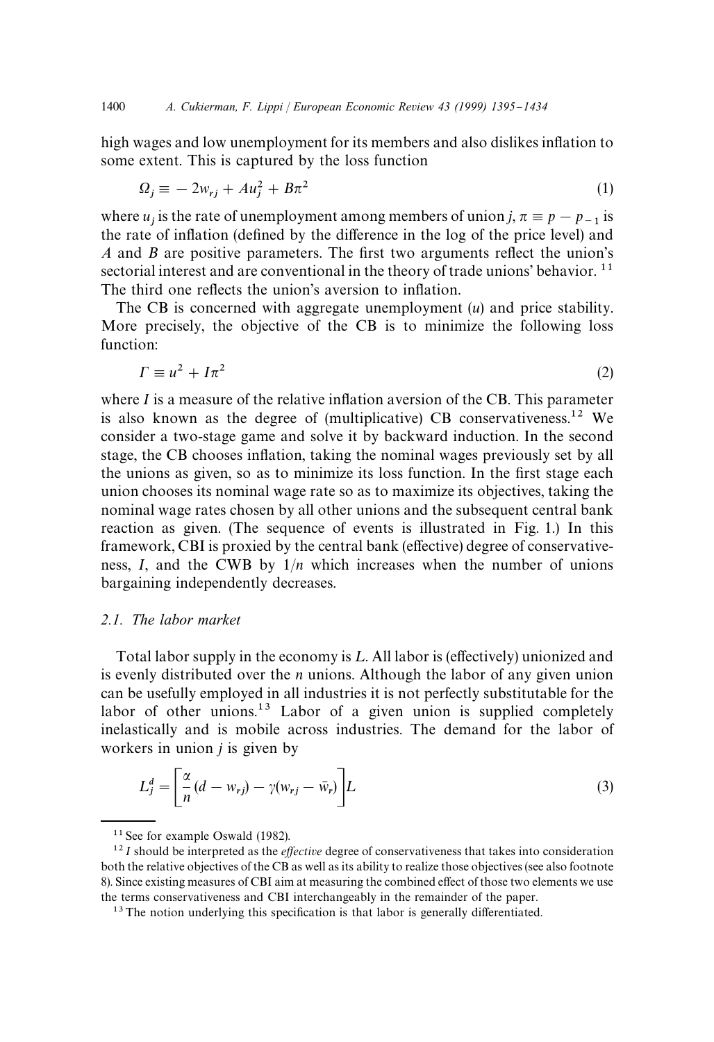high wages and low unemployment for its members and also dislikes inflation to some extent. This is captured by the loss function

$$\Omega_j \equiv -2w_{rj} + Au_j^2 + B\pi^2 \tag{1}$$

where $u_j$ is the rate of unemployment among members of union $j$, $\pi \equiv p - p_{-1}$ is the rate of inflation (defined by the difference in the log of the price level) and $A$ and $B$ are positive parameters. The first two arguments reflect the union's sectorial interest and are conventional in the theory of trade unions' behavior.[11] The third one reflects the union's aversion to inflation.

The CB is concerned with aggregate unemployment ($u$) and price stability. More precisely, the objective of the CB is to minimize the following loss function:

$$\Gamma \equiv u^2 + I\pi^2 \tag{2}$$

where $I$ is a measure of the relative inflation aversion of the CB. This parameter is also known as the degree of (multiplicative) CB conservativeness.[12] We consider a two-stage game and solve it by backward induction. In the second stage, the CB chooses inflation, taking the nominal wages previously set by all the unions as given, so as to minimize its loss function. In the first stage each union chooses its nominal wage rate so as to maximize its objectives, taking the nominal wage rates chosen by all other unions and the subsequent central bank reaction as given. (The sequence of events is illustrated in Fig. 1.) In this framework, CBI is proxied by the central bank (effective) degree of conservativeness, $I$, and the CWB by $1/n$ which increases when the number of unions bargaining independently decreases.

### *2.1. The labor market*

Total labor supply in the economy is $L$. All labor is (effectively) unionized and is evenly distributed over the $n$ unions. Although the labor of any given union can be usefully employed in all industries it is not perfectly substitutable for the labor of other unions.[13] Labor of a given union is supplied completely inelastically and is mobile across industries. The demand for the labor of workers in union $j$ is given by

$$L_j^d = \left[\frac{\alpha}{n}(d - w_{rj}) - \gamma(w_{rj} - \bar{w}_r)\right]L \tag{3}$$

---

[11] See for example Oswald (1982).

[12] $I$ should be interpreted as the *effective* degree of conservativeness that takes into consideration both the relative objectives of the CB as well as its ability to realize those objectives (see also footnote 8). Since existing measures of CBI aim at measuring the combined effect of those two elements we use the terms conservativeness and CBI interchangeably in the remainder of the paper.

[13] The notion underlying this specification is that labor is generally differentiated.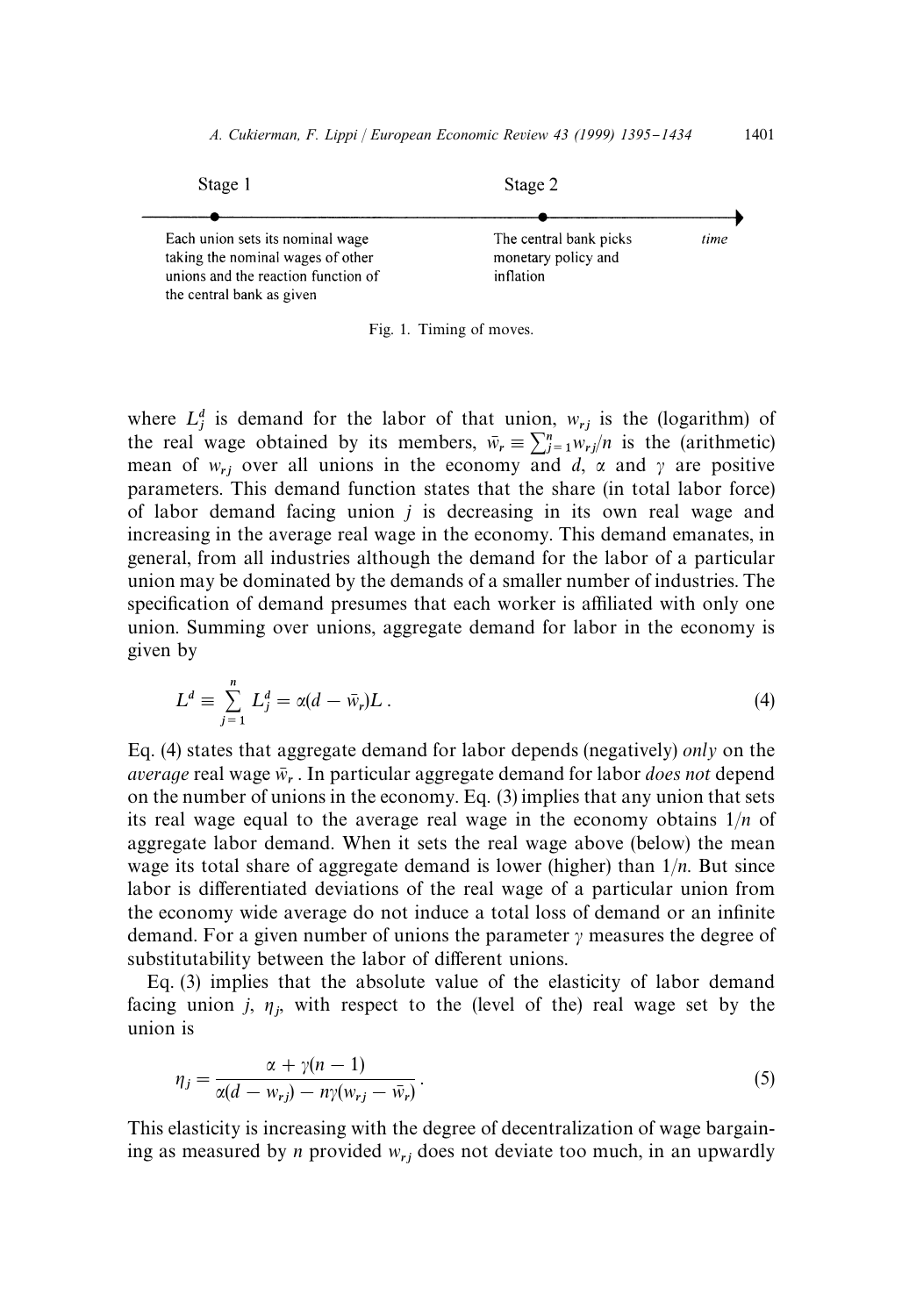Stage 1 — Each union sets its nominal wage taking the nominal wages of other unions and the reaction function of the central bank as given

Stage 2 — The central bank picks monetary policy and inflation

*time*

Fig. 1. Timing of moves.

where $L_j^d$ is demand for the labor of that union, $w_{rj}$ is the (logarithm) of the real wage obtained by its members, $\bar{w}_r \equiv \sum_{j=1}^{n} w_{rj}/n$ is the (arithmetic) mean of $w_{rj}$ over all unions in the economy and $d$, $\alpha$ and $\gamma$ are positive parameters. This demand function states that the share (in total labor force) of labor demand facing union $j$ is decreasing in its own real wage and increasing in the average real wage in the economy. This demand emanates, in general, from all industries although the demand for the labor of a particular union may be dominated by the demands of a smaller number of industries. The specification of demand presumes that each worker is affiliated with only one union. Summing over unions, aggregate demand for labor in the economy is given by

$$L^d \equiv \sum_{j=1}^{n} L_j^d = \alpha(d - \bar{w}_r)L. \tag{4}$$

Eq. (4) states that aggregate demand for labor depends (negatively) *only* on the *average* real wage $\bar{w}_r$. In particular aggregate demand for labor *does not* depend on the number of unions in the economy. Eq. (3) implies that any union that sets its real wage equal to the average real wage in the economy obtains $1/n$ of aggregate labor demand. When it sets the real wage above (below) the mean wage its total share of aggregate demand is lower (higher) than $1/n$. But since labor is differentiated deviations of the real wage of a particular union from the economy wide average do not induce a total loss of demand or an infinite demand. For a given number of unions the parameter $\gamma$ measures the degree of substitutability between the labor of different unions.

Eq. (3) implies that the absolute value of the elasticity of labor demand facing union $j$, $\eta_j$, with respect to the (level of the) real wage set by the union is

$$\eta_j = \frac{\alpha + \gamma(n-1)}{\alpha(d - w_{rj}) - n\gamma(w_{rj} - \bar{w}_r)}. \tag{5}$$

This elasticity is increasing with the degree of decentralization of wage bargaining as measured by $n$ provided $w_{rj}$ does not deviate too much, in an upwardly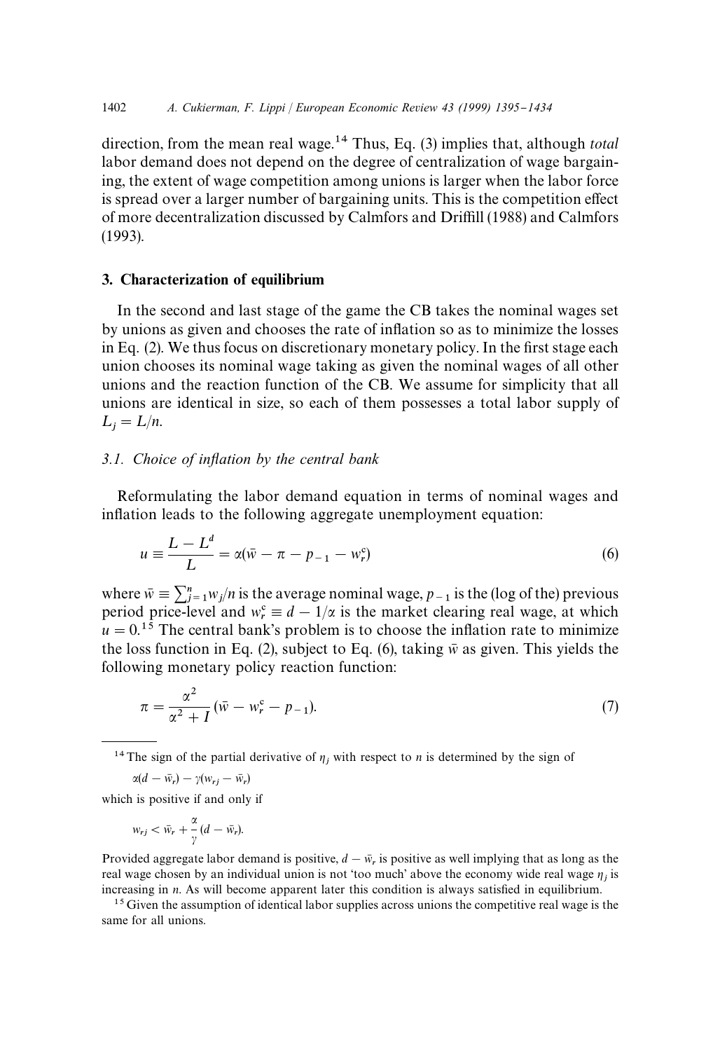direction, from the mean real wage.[14] Thus, Eq. (3) implies that, although *total* labor demand does not depend on the degree of centralization of wage bargaining, the extent of wage competition among unions is larger when the labor force is spread over a larger number of bargaining units. This is the competition effect of more decentralization discussed by Calmfors and Driffill (1988) and Calmfors (1993).

## 3. Characterization of equilibrium

In the second and last stage of the game the CB takes the nominal wages set by unions as given and chooses the rate of inflation so as to minimize the losses in Eq. (2). We thus focus on discretionary monetary policy. In the first stage each union chooses its nominal wage taking as given the nominal wages of all other unions and the reaction function of the CB. We assume for simplicity that all unions are identical in size, so each of them possesses a total labor supply of $L_j = L/n$.

### 3.1. Choice of inflation by the central bank

Reformulating the labor demand equation in terms of nominal wages and inflation leads to the following aggregate unemployment equation:

$$u \equiv \frac{L - L^d}{L} = \alpha(\bar{w} - \pi - p_{-1} - w_r^c) \tag{6}$$

where $\bar{w} \equiv \sum_{j=1}^{n} w_j / n$ is the average nominal wage, $p_{-1}$ is the (log of the) previous period price-level and $w_r^c \equiv d - 1/\alpha$ is the market clearing real wage, at which $u = 0$.[15] The central bank's problem is to choose the inflation rate to minimize the loss function in Eq. (2), subject to Eq. (6), taking $\bar{w}$ as given. This yields the following monetary policy reaction function:

$$\pi = \frac{\alpha^2}{\alpha^2 + I}(\bar{w} - w_r^c - p_{-1}). \tag{7}$$

---

[14] The sign of the partial derivative of $\eta_j$ with respect to $n$ is determined by the sign of

$$\alpha(d - \bar{w}_r) - \gamma(w_{rj} - \bar{w}_r)$$

which is positive if and only if

$$w_{rj} < \bar{w}_r + \frac{\alpha}{\gamma}(d - \bar{w}_r).$$

Provided aggregate labor demand is positive, $d - \bar{w}_r$ is positive as well implying that as long as the real wage chosen by an individual union is not 'too much' above the economy wide real wage $\eta_j$ is increasing in $n$. As will become apparent later this condition is always satisfied in equilibrium.

[15] Given the assumption of identical labor supplies across unions the competitive real wage is the same for all unions.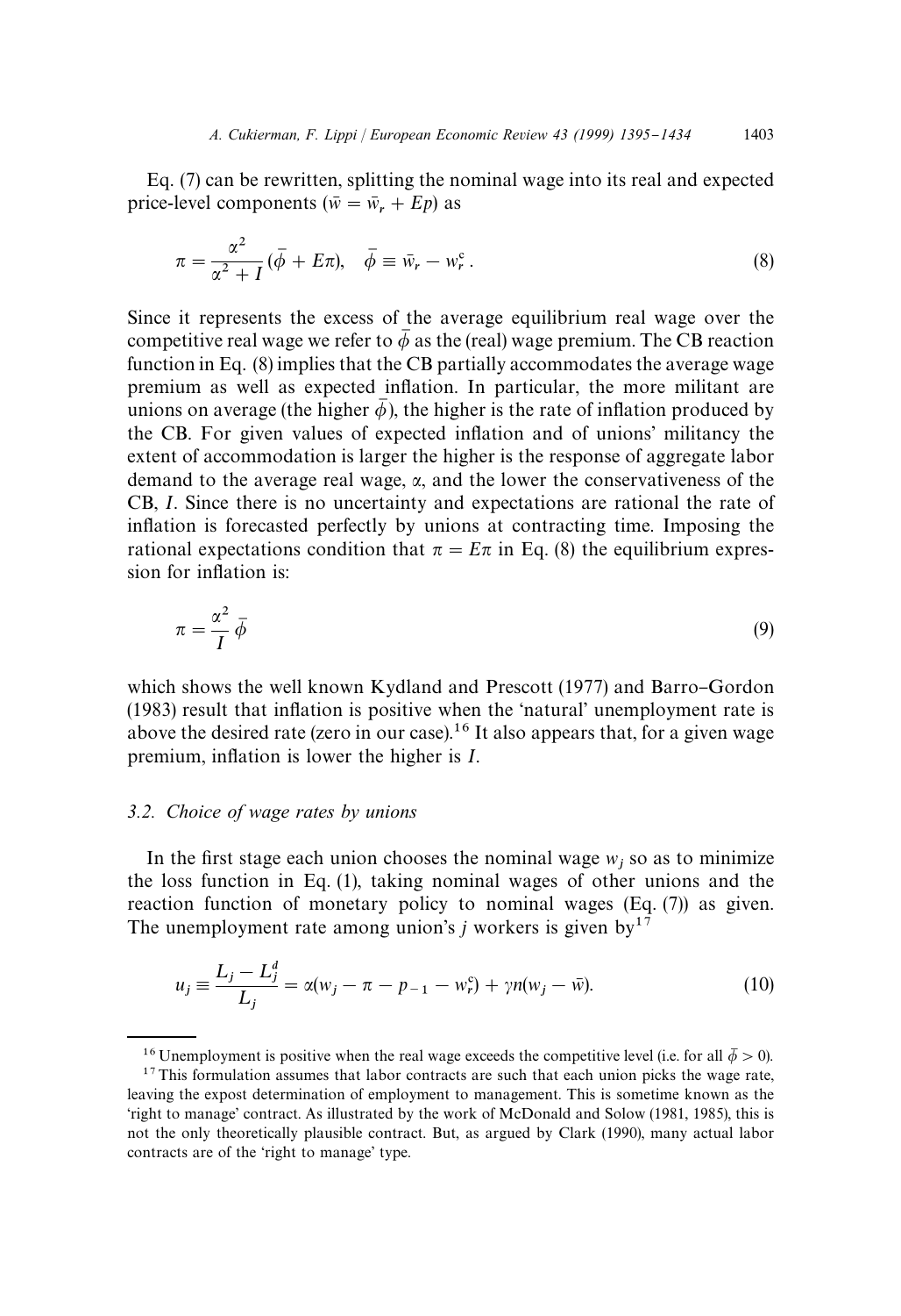Eq. (7) can be rewritten, splitting the nominal wage into its real and expected price-level components ($\bar{w} = \bar{w}_r + Ep$) as

$$\pi = \frac{\alpha^2}{\alpha^2 + I}(\bar{\phi} + E\pi), \quad \bar{\phi} \equiv \bar{w}_r - w_r^c. \tag{8}$$

Since it represents the excess of the average equilibrium real wage over the competitive real wage we refer to $\bar{\phi}$ as the (real) wage premium. The CB reaction function in Eq. (8) implies that the CB partially accommodates the average wage premium as well as expected inflation. In particular, the more militant are unions on average (the higher $\bar{\phi}$), the higher is the rate of inflation produced by the CB. For given values of expected inflation and of unions' militancy the extent of accommodation is larger the higher is the response of aggregate labor demand to the average real wage, $\alpha$, and the lower the conservativeness of the CB, $I$. Since there is no uncertainty and expectations are rational the rate of inflation is forecasted perfectly by unions at contracting time. Imposing the rational expectations condition that $\pi = E\pi$ in Eq. (8) the equilibrium expression for inflation is:

$$\pi = \frac{\alpha^2}{I}\bar{\phi} \tag{9}$$

which shows the well known Kydland and Prescott (1977) and Barro–Gordon (1983) result that inflation is positive when the 'natural' unemployment rate is above the desired rate (zero in our case).[16] It also appears that, for a given wage premium, inflation is lower the higher is $I$.

### 3.2. Choice of wage rates by unions

In the first stage each union chooses the nominal wage $w_j$ so as to minimize the loss function in Eq. (1), taking nominal wages of other unions and the reaction function of monetary policy to nominal wages (Eq. (7)) as given. The unemployment rate among union's $j$ workers is given by[17]

$$u_j \equiv \frac{L_j - L_j^d}{L_j} = \alpha(w_j - \pi - p_{-1} - w_r^c) + \gamma n(w_j - \bar{w}). \tag{10}$$

---

[16] Unemployment is positive when the real wage exceeds the competitive level (i.e. for all $\bar{\phi} > 0$).

[17] This formulation assumes that labor contracts are such that each union picks the wage rate, leaving the expost determination of employment to management. This is sometime known as the 'right to manage' contract. As illustrated by the work of McDonald and Solow (1981, 1985), this is not the only theoretically plausible contract. But, as argued by Clark (1990), many actual labor contracts are of the 'right to manage' type.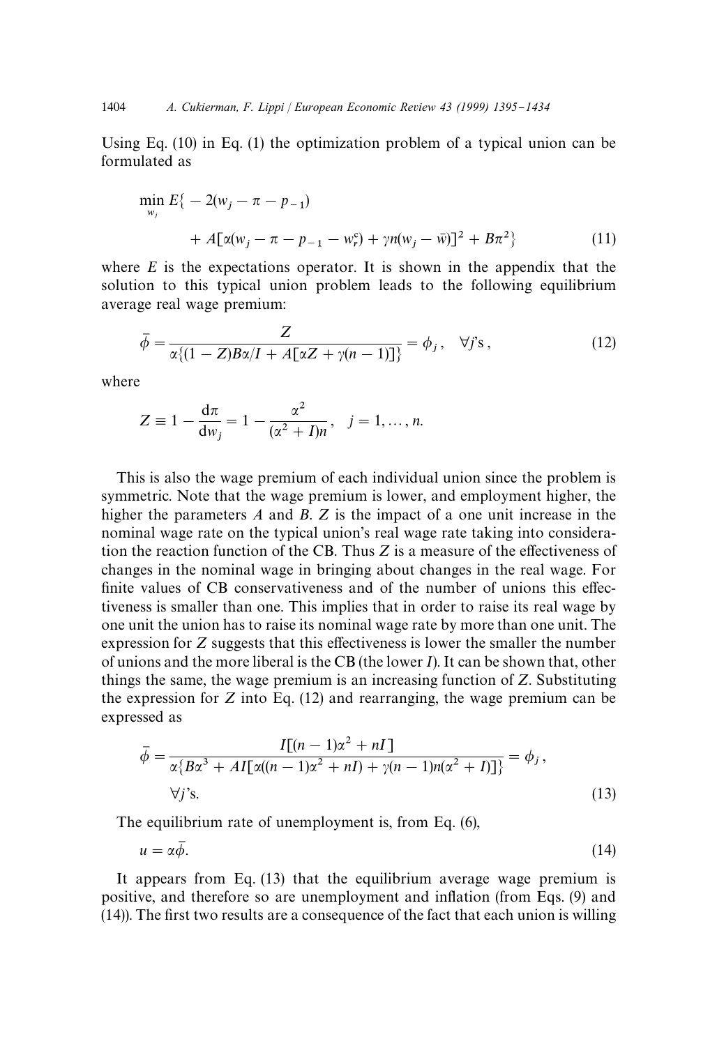Using Eq. (10) in Eq. (1) the optimization problem of a typical union can be formulated as

$$\min_{w_j} E\{-2(w_j - \pi - p_{-1}) + A[\alpha(w_j - \pi - p_{-1} - w_r^c) + \gamma n(w_j - \bar{w})]^2 + B\pi^2\} \tag{11}$$

where $E$ is the expectations operator. It is shown in the appendix that the solution to this typical union problem leads to the following equilibrium average real wage premium:

$$\bar{\phi} = \frac{Z}{\alpha\{(1-Z)B\alpha/I + A[\alpha Z + \gamma(n-1)]\}} = \phi_j, \quad \forall j\text{'s}, \tag{12}$$

where

$$Z \equiv 1 - \frac{d\pi}{dw_j} = 1 - \frac{\alpha^2}{(\alpha^2 + I)n}, \quad j = 1, \ldots, n.$$

This is also the wage premium of each individual union since the problem is symmetric. Note that the wage premium is lower, and employment higher, the higher the parameters $A$ and $B$. $Z$ is the impact of a one unit increase in the nominal wage rate on the typical union's real wage rate taking into consideration the reaction function of the CB. Thus $Z$ is a measure of the effectiveness of changes in the nominal wage in bringing about changes in the real wage. For finite values of CB conservativeness and of the number of unions this effectiveness is smaller than one. This implies that in order to raise its real wage by one unit the union has to raise its nominal wage rate by more than one unit. The expression for $Z$ suggests that this effectiveness is lower the smaller the number of unions and the more liberal is the CB (the lower $I$). It can be shown that, other things the same, the wage premium is an increasing function of $Z$. Substituting the expression for $Z$ into Eq. (12) and rearranging, the wage premium can be expressed as

$$\bar{\phi} = \frac{I[(n-1)\alpha^2 + nI]}{\alpha\{B\alpha^3 + AI[\alpha((n-1)\alpha^2 + nI) + \gamma(n-1)n(\alpha^2 + I)]\}} = \phi_j, \quad \forall j\text{'s}. \tag{13}$$

The equilibrium rate of unemployment is, from Eq. (6),

$$u = \alpha\bar{\phi}. \tag{14}$$

It appears from Eq. (13) that the equilibrium average wage premium is positive, and therefore so are unemployment and inflation (from Eqs. (9) and (14)). The first two results are a consequence of the fact that each union is willing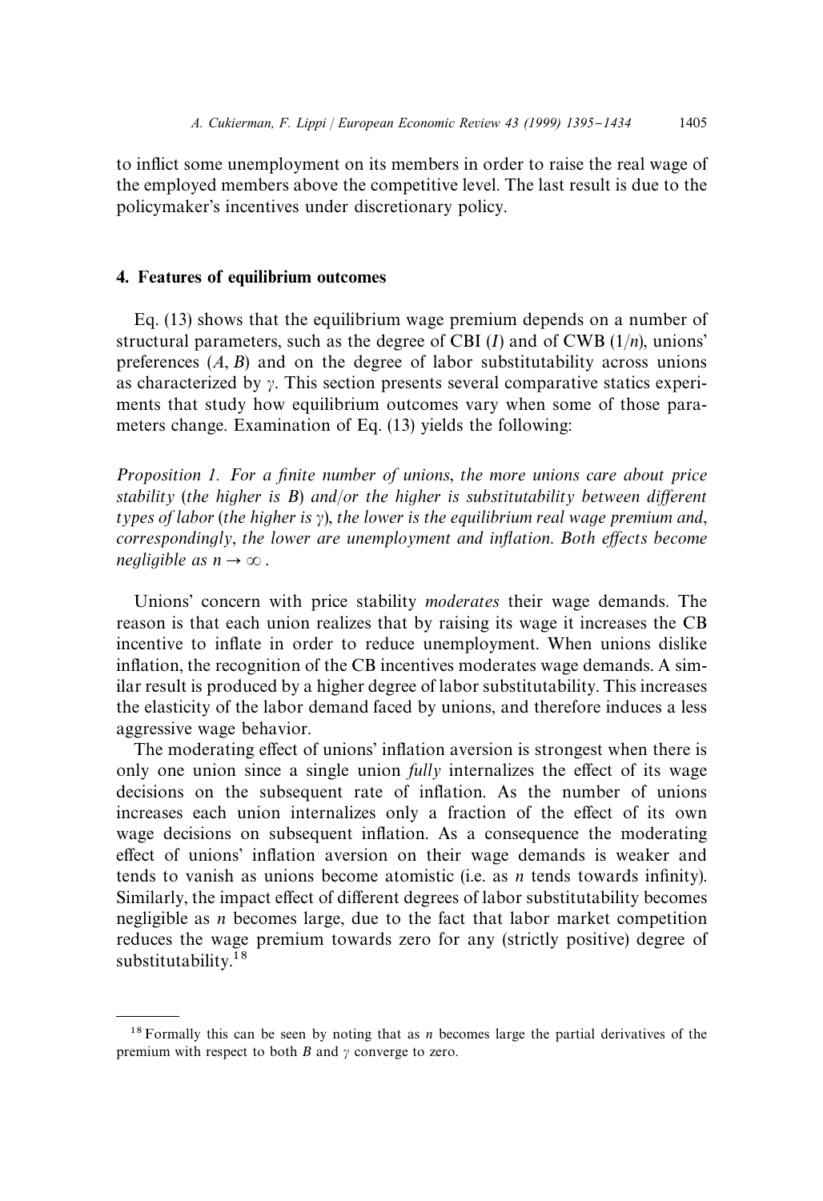to inflict some unemployment on its members in order to raise the real wage of the employed members above the competitive level. The last result is due to the policymaker's incentives under discretionary policy.

## 4. Features of equilibrium outcomes

Eq. (13) shows that the equilibrium wage premium depends on a number of structural parameters, such as the degree of CBI ($I$) and of CWB ($1/n$), unions' preferences ($A$, $B$) and on the degree of labor substitutability across unions as characterized by $\gamma$. This section presents several comparative statics experiments that study how equilibrium outcomes vary when some of those parameters change. Examination of Eq. (13) yields the following:

*Proposition 1. For a finite number of unions, the more unions care about price stability (the higher is $B$) and/or the higher is substitutability between different types of labor (the higher is $\gamma$), the lower is the equilibrium real wage premium and, correspondingly, the lower are unemployment and inflation. Both effects become negligible as $n \to \infty$.*

Unions' concern with price stability *moderates* their wage demands. The reason is that each union realizes that by raising its wage it increases the CB incentive to inflate in order to reduce unemployment. When unions dislike inflation, the recognition of the CB incentives moderates wage demands. A similar result is produced by a higher degree of labor substitutability. This increases the elasticity of the labor demand faced by unions, and therefore induces a less aggressive wage behavior.

The moderating effect of unions' inflation aversion is strongest when there is only one union since a single union *fully* internalizes the effect of its wage decisions on the subsequent rate of inflation. As the number of unions increases each union internalizes only a fraction of the effect of its own wage decisions on subsequent inflation. As a consequence the moderating effect of unions' inflation aversion on their wage demands is weaker and tends to vanish as unions become atomistic (i.e. as $n$ tends towards infinity). Similarly, the impact effect of different degrees of labor substitutability becomes negligible as $n$ becomes large, due to the fact that labor market competition reduces the wage premium towards zero for any (strictly positive) degree of substitutability.[18]

---

[18] Formally this can be seen by noting that as $n$ becomes large the partial derivatives of the premium with respect to both $B$ and $\gamma$ converge to zero.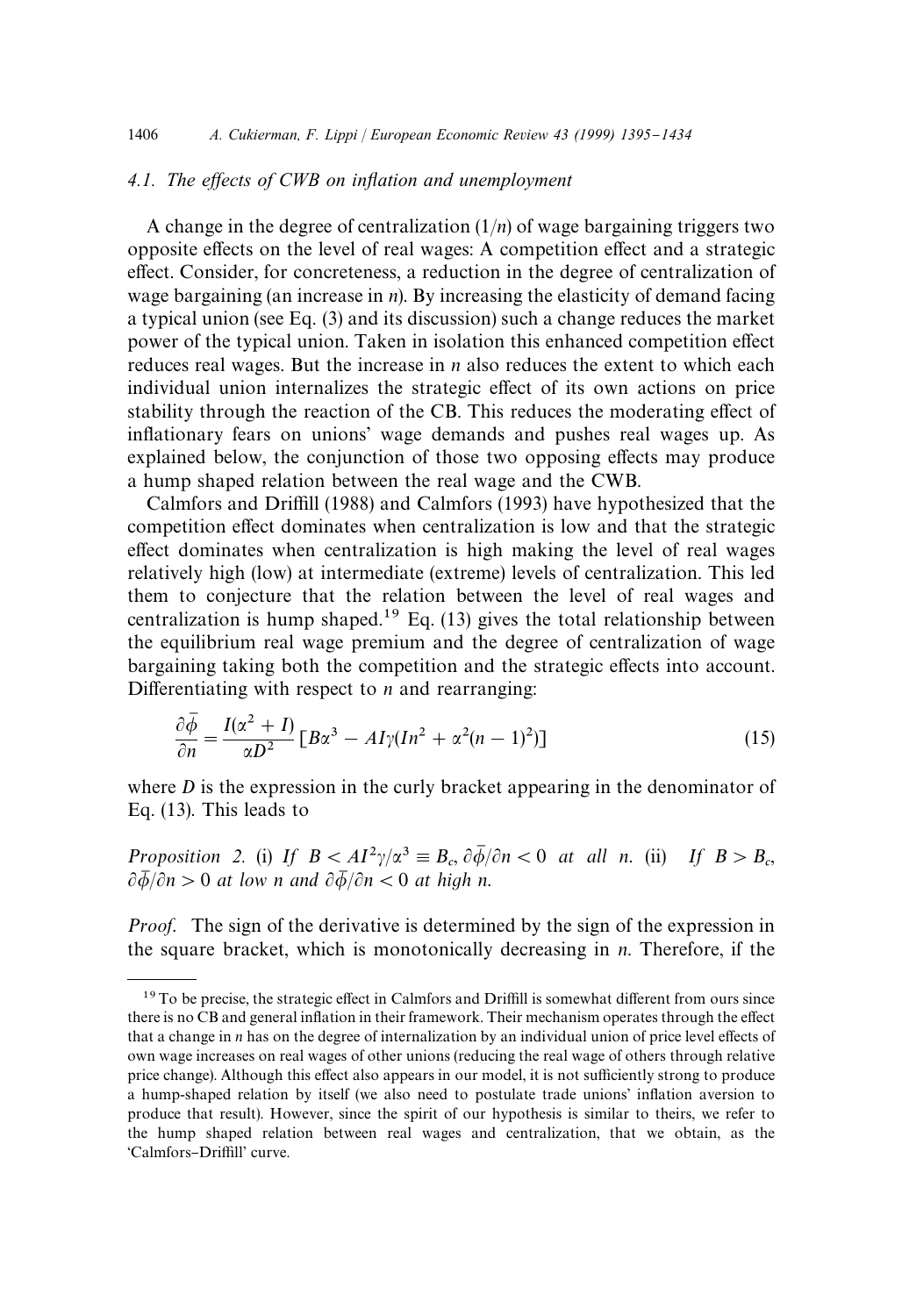### 4.1. The effects of CWB on inflation and unemployment

A change in the degree of centralization ($1/n$) of wage bargaining triggers two opposite effects on the level of real wages: A competition effect and a strategic effect. Consider, for concreteness, a reduction in the degree of centralization of wage bargaining (an increase in $n$). By increasing the elasticity of demand facing a typical union (see Eq. (3) and its discussion) such a change reduces the market power of the typical union. Taken in isolation this enhanced competition effect reduces real wages. But the increase in $n$ also reduces the extent to which each individual union internalizes the strategic effect of its own actions on price stability through the reaction of the CB. This reduces the moderating effect of inflationary fears on unions' wage demands and pushes real wages up. As explained below, the conjunction of those two opposing effects may produce a hump shaped relation between the real wage and the CWB.

Calmfors and Driffill (1988) and Calmfors (1993) have hypothesized that the competition effect dominates when centralization is low and that the strategic effect dominates when centralization is high making the level of real wages relatively high (low) at intermediate (extreme) levels of centralization. This led them to conjecture that the relation between the level of real wages and centralization is hump shaped.[19] Eq. (13) gives the total relationship between the equilibrium real wage premium and the degree of centralization of wage bargaining taking both the competition and the strategic effects into account. Differentiating with respect to $n$ and rearranging:

$$\frac{\partial \bar{\phi}}{\partial n} = \frac{I(\alpha^2 + I)}{\alpha D^2}\left[B\alpha^3 - AI\gamma(In^2 + \alpha^2(n-1)^2)\right] \tag{15}$$

where $D$ is the expression in the curly bracket appearing in the denominator of Eq. (13). This leads to

*Proposition 2.* (i) *If* $B < AI^2\gamma/\alpha^3 \equiv B_c$, $\partial\bar{\phi}/\partial n < 0$ *at all* $n$. (ii) *If* $B > B_c$, $\partial\bar{\phi}/\partial n > 0$ *at low* $n$ *and* $\partial\bar{\phi}/\partial n < 0$ *at high* $n$.

*Proof.* The sign of the derivative is determined by the sign of the expression in the square bracket, which is monotonically decreasing in $n$. Therefore, if the

---

[19] To be precise, the strategic effect in Calmfors and Driffill is somewhat different from ours since there is no CB and general inflation in their framework. Their mechanism operates through the effect that a change in $n$ has on the degree of internalization by an individual union of price level effects of own wage increases on real wages of other unions (reducing the real wage of others through relative price change). Although this effect also appears in our model, it is not sufficiently strong to produce a hump-shaped relation by itself (we also need to postulate trade unions' inflation aversion to produce that result). However, since the spirit of our hypothesis is similar to theirs, we refer to the hump shaped relation between real wages and centralization, that we obtain, as the 'Calmfors–Driffill' curve.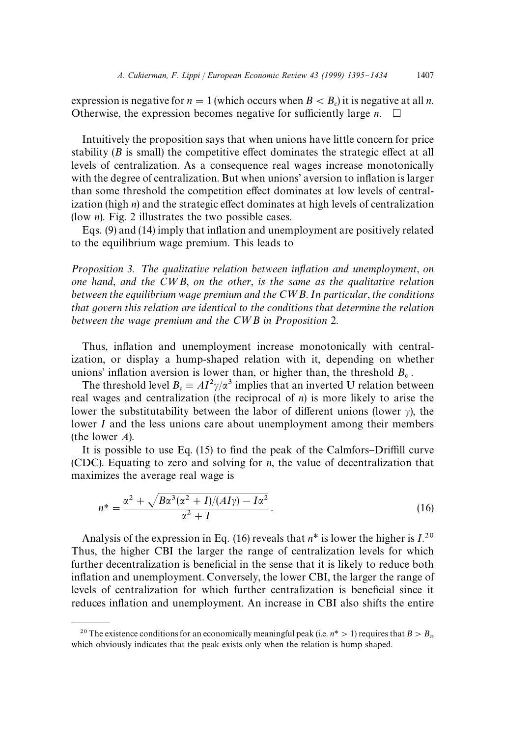expression is negative for $n = 1$ (which occurs when $B < B_c$) it is negative at all $n$. Otherwise, the expression becomes negative for sufficiently large $n$. $\square$

Intuitively the proposition says that when unions have little concern for price stability ($B$ is small) the competitive effect dominates the strategic effect at all levels of centralization. As a consequence real wages increase monotonically with the degree of centralization. But when unions' aversion to inflation is larger than some threshold the competition effect dominates at low levels of centralization (high $n$) and the strategic effect dominates at high levels of centralization (low $n$). Fig. 2 illustrates the two possible cases.

Eqs. (9) and (14) imply that inflation and unemployment are positively related to the equilibrium wage premium. This leads to

*Proposition 3. The qualitative relation between inflation and unemployment, on one hand, and the CWB, on the other, is the same as the qualitative relation between the equilibrium wage premium and the CWB. In particular, the conditions that govern this relation are identical to the conditions that determine the relation between the wage premium and the CWB in Proposition 2.*

Thus, inflation and unemployment increase monotonically with centralization, or display a hump-shaped relation with it, depending on whether unions' inflation aversion is lower than, or higher than, the threshold $B_c$.

The threshold level $B_c \equiv AI^2\gamma/\alpha^3$ implies that an inverted U relation between real wages and centralization (the reciprocal of $n$) is more likely to arise the lower the substitutability between the labor of different unions (lower $\gamma$), the lower $I$ and the less unions care about unemployment among their members (the lower $A$).

It is possible to use Eq. (15) to find the peak of the Calmfors–Driffill curve (CDC). Equating to zero and solving for $n$, the value of decentralization that maximizes the average real wage is

$$n^* = \frac{\alpha^2 + \sqrt{B\alpha^3(\alpha^2 + I)/(AI\gamma) - I\alpha^2}}{\alpha^2 + I}. \tag{16}$$

Analysis of the expression in Eq. (16) reveals that $n^*$ is lower the higher is $I$.[20] Thus, the higher CBI the larger the range of centralization levels for which further decentralization is beneficial in the sense that it is likely to reduce both inflation and unemployment. Conversely, the lower CBI, the larger the range of levels of centralization for which further centralization is beneficial since it reduces inflation and unemployment. An increase in CBI also shifts the entire

[20] The existence conditions for an economically meaningful peak (i.e. $n^* > 1$) requires that $B > B_c$, which obviously indicates that the peak exists only when the relation is hump shaped.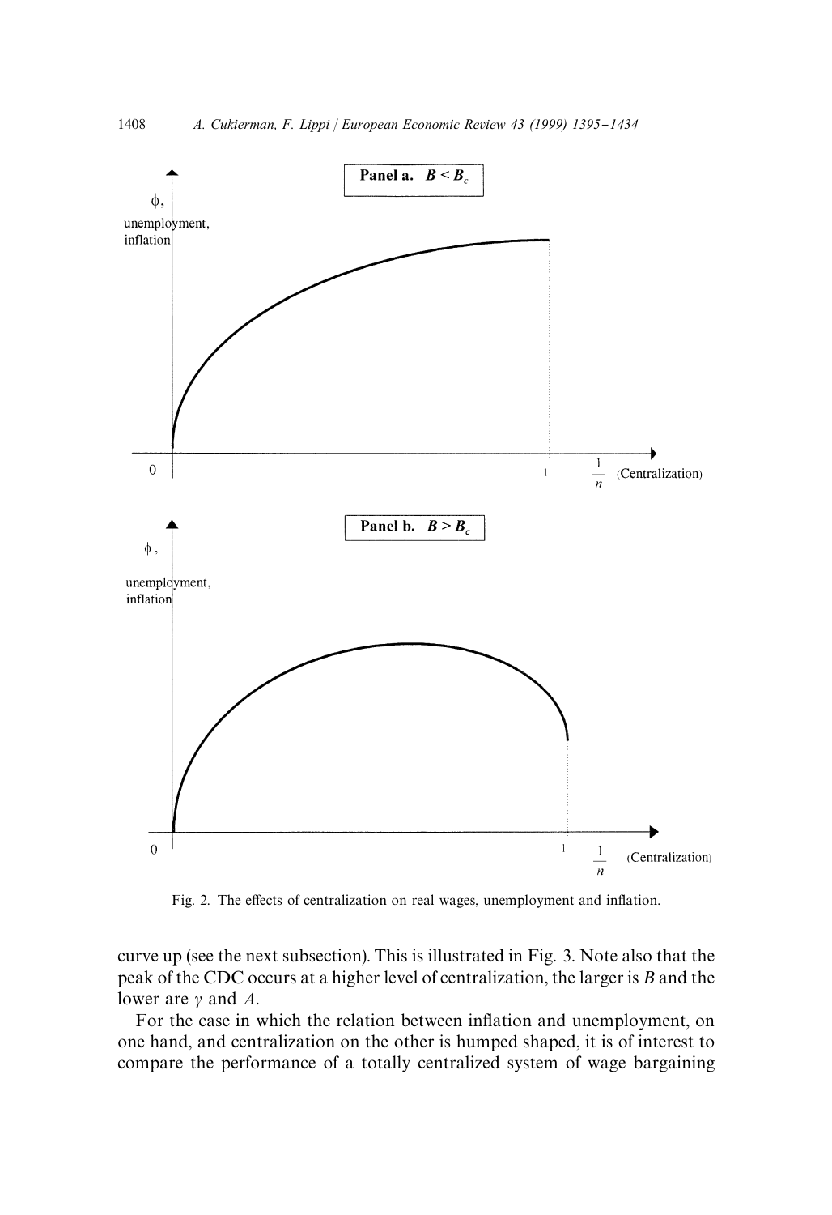Fig. 2. The effects of centralization on real wages, unemployment and inflation.

curve up (see the next subsection). This is illustrated in Fig. 3. Note also that the peak of the CDC occurs at a higher level of centralization, the larger is $B$ and the lower are $\gamma$ and $A$.

For the case in which the relation between inflation and unemployment, on one hand, and centralization on the other is humped shaped, it is of interest to compare the performance of a totally centralized system of wage bargaining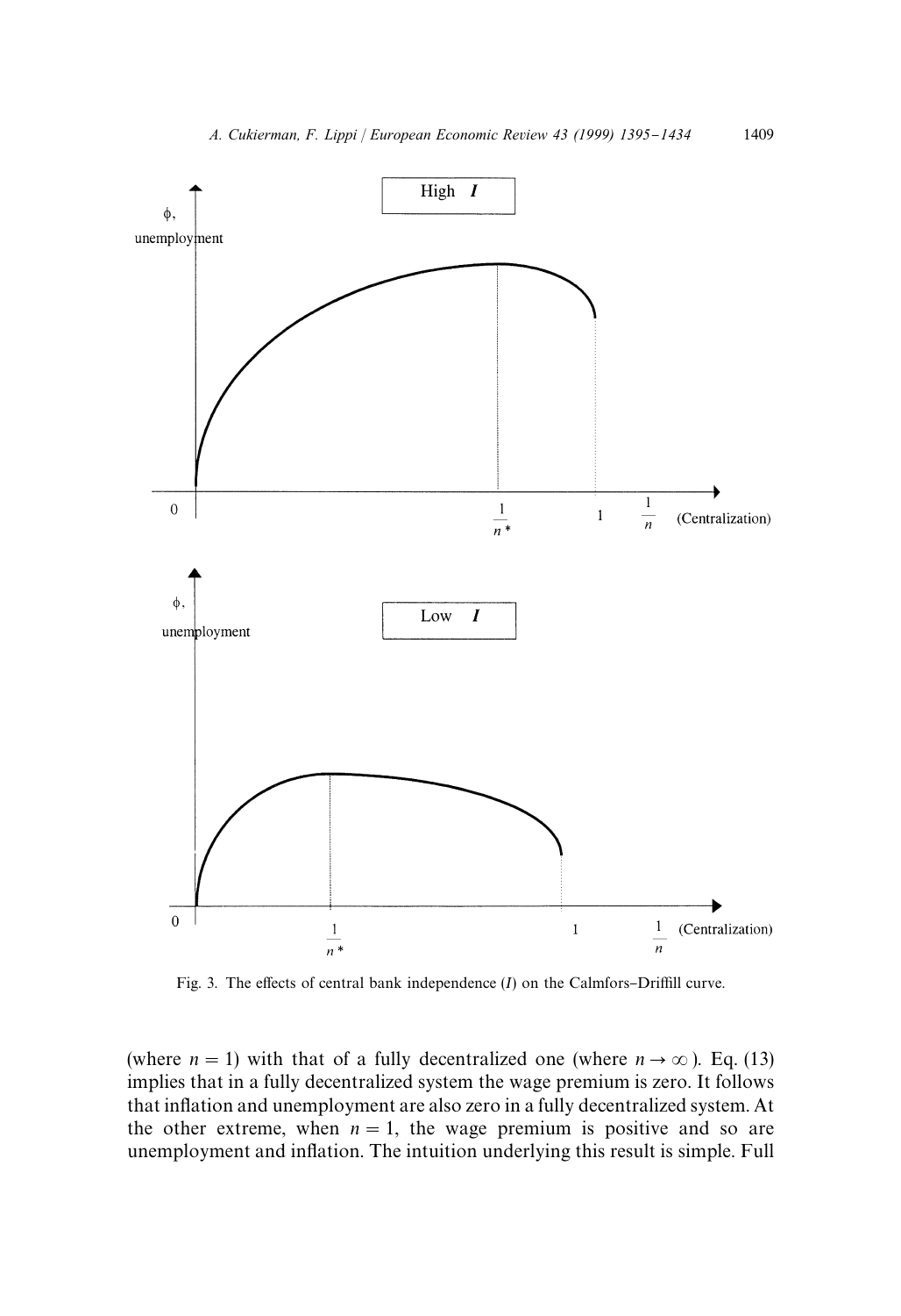Fig. 3. The effects of central bank independence ($I$) on the Calmfors–Driffill curve.

(where $n = 1$) with that of a fully decentralized one (where $n \to \infty$). Eq. (13) implies that in a fully decentralized system the wage premium is zero. It follows that inflation and unemployment are also zero in a fully decentralized system. At the other extreme, when $n = 1$, the wage premium is positive and so are unemployment and inflation. The intuition underlying this result is simple. Full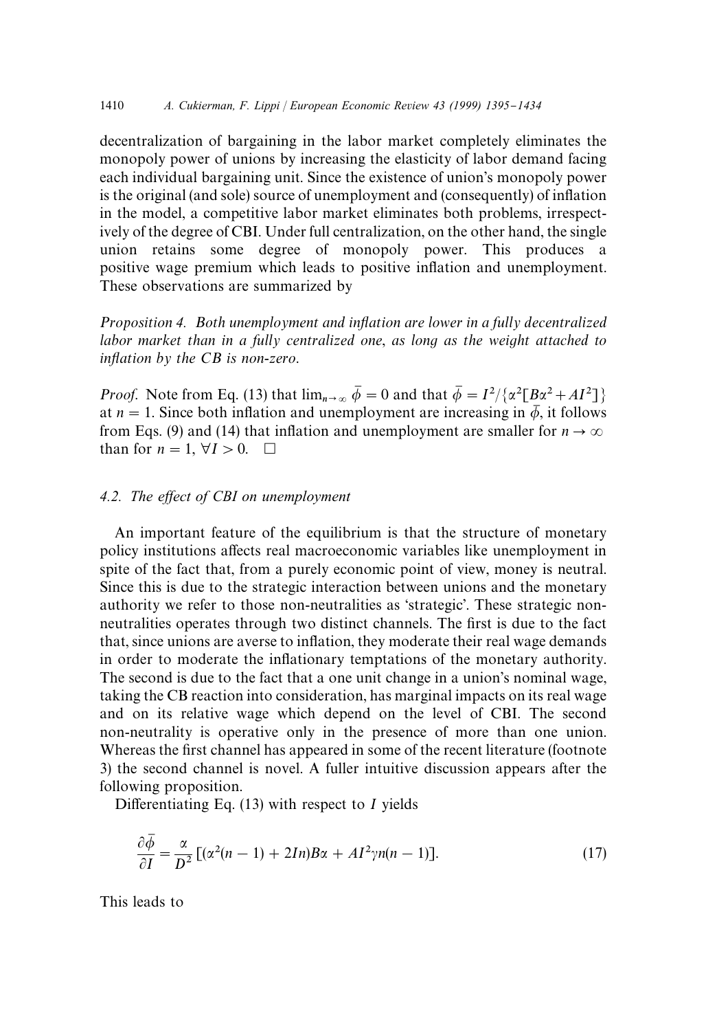decentralization of bargaining in the labor market completely eliminates the monopoly power of unions by increasing the elasticity of labor demand facing each individual bargaining unit. Since the existence of union's monopoly power is the original (and sole) source of unemployment and (consequently) of inflation in the model, a competitive labor market eliminates both problems, irrespectively of the degree of CBI. Under full centralization, on the other hand, the single union retains some degree of monopoly power. This produces a positive wage premium which leads to positive inflation and unemployment. These observations are summarized by

*Proposition 4. Both unemployment and inflation are lower in a fully decentralized labor market than in a fully centralized one, as long as the weight attached to inflation by the CB is non-zero.*

*Proof.* Note from Eq. (13) that $\lim_{n\to\infty} \bar{\phi} = 0$ and that $\bar{\phi} = I^2/\{\alpha^2[B\alpha^2 + AI^2]\}$ at $n = 1$. Since both inflation and unemployment are increasing in $\bar{\phi}$, it follows from Eqs. (9) and (14) that inflation and unemployment are smaller for $n \to \infty$ than for $n = 1$, $\forall I > 0$. □

### 4.2. The effect of CBI on unemployment

An important feature of the equilibrium is that the structure of monetary policy institutions affects real macroeconomic variables like unemployment in spite of the fact that, from a purely economic point of view, money is neutral. Since this is due to the strategic interaction between unions and the monetary authority we refer to those non-neutralities as 'strategic'. These strategic non-neutralities operates through two distinct channels. The first is due to the fact that, since unions are averse to inflation, they moderate their real wage demands in order to moderate the inflationary temptations of the monetary authority. The second is due to the fact that a one unit change in a union's nominal wage, taking the CB reaction into consideration, has marginal impacts on its real wage and on its relative wage which depend on the level of CBI. The second non-neutrality is operative only in the presence of more than one union. Whereas the first channel has appeared in some of the recent literature (footnote 3) the second channel is novel. A fuller intuitive discussion appears after the following proposition.

Differentiating Eq. (13) with respect to $I$ yields

$$\frac{\partial \bar{\phi}}{\partial I} = \frac{\alpha}{D^2}\left[(\alpha^2(n-1) + 2In)B\alpha + AI^2\gamma n(n-1)\right]. \tag{17}$$

This leads to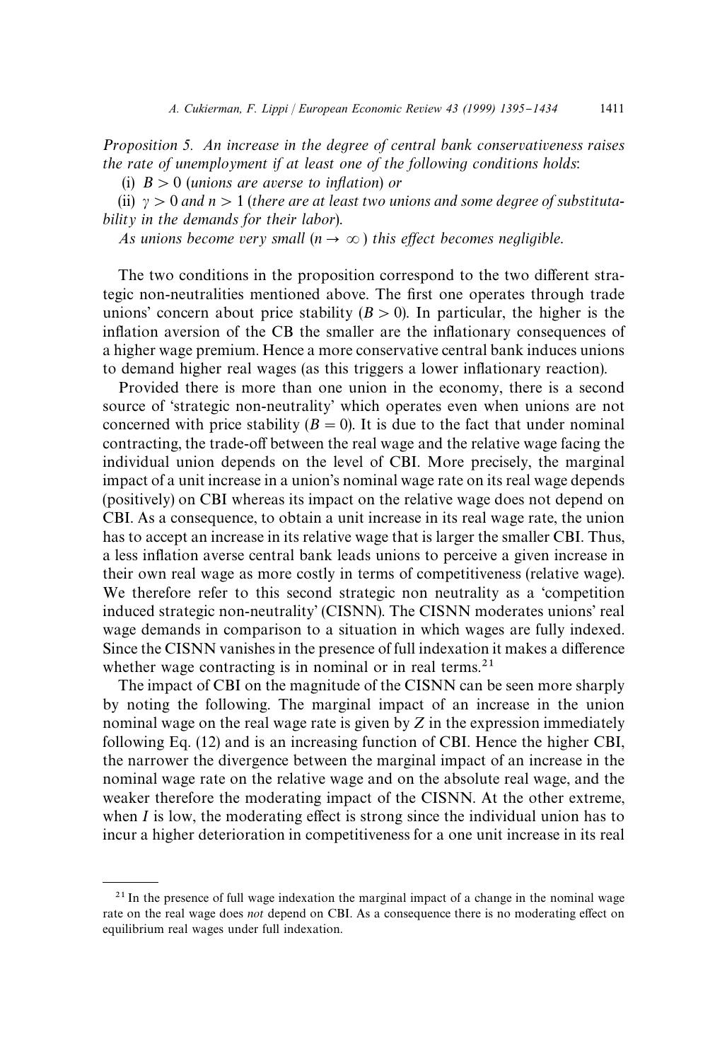*Proposition 5. An increase in the degree of central bank conservativeness raises the rate of unemployment if at least one of the following conditions holds*:

(i) $B > 0$ (*unions are averse to inflation*) *or*

(ii) $\gamma > 0$ *and* $n > 1$ (*there are at least two unions and some degree of substitutability in the demands for their labor*).

*As unions become very small* ($n \to \infty$) *this effect becomes negligible.*

The two conditions in the proposition correspond to the two different strategic non-neutralities mentioned above. The first one operates through trade unions' concern about price stability ($B > 0$). In particular, the higher is the inflation aversion of the CB the smaller are the inflationary consequences of a higher wage premium. Hence a more conservative central bank induces unions to demand higher real wages (as this triggers a lower inflationary reaction).

Provided there is more than one union in the economy, there is a second source of 'strategic non-neutrality' which operates even when unions are not concerned with price stability ($B = 0$). It is due to the fact that under nominal contracting, the trade-off between the real wage and the relative wage facing the individual union depends on the level of CBI. More precisely, the marginal impact of a unit increase in a union's nominal wage rate on its real wage depends (positively) on CBI whereas its impact on the relative wage does not depend on CBI. As a consequence, to obtain a unit increase in its real wage rate, the union has to accept an increase in its relative wage that is larger the smaller CBI. Thus, a less inflation averse central bank leads unions to perceive a given increase in their own real wage as more costly in terms of competitiveness (relative wage). We therefore refer to this second strategic non neutrality as a 'competition induced strategic non-neutrality' (CISNN). The CISNN moderates unions' real wage demands in comparison to a situation in which wages are fully indexed. Since the CISNN vanishes in the presence of full indexation it makes a difference whether wage contracting is in nominal or in real terms.[21]

The impact of CBI on the magnitude of the CISNN can be seen more sharply by noting the following. The marginal impact of an increase in the union nominal wage on the real wage rate is given by $Z$ in the expression immediately following Eq. (12) and is an increasing function of CBI. Hence the higher CBI, the narrower the divergence between the marginal impact of an increase in the nominal wage rate on the relative wage and on the absolute real wage, and the weaker therefore the moderating impact of the CISNN. At the other extreme, when $I$ is low, the moderating effect is strong since the individual union has to incur a higher deterioration in competitiveness for a one unit increase in its real

---

[21] In the presence of full wage indexation the marginal impact of a change in the nominal wage rate on the real wage does *not* depend on CBI. As a consequence there is no moderating effect on equilibrium real wages under full indexation.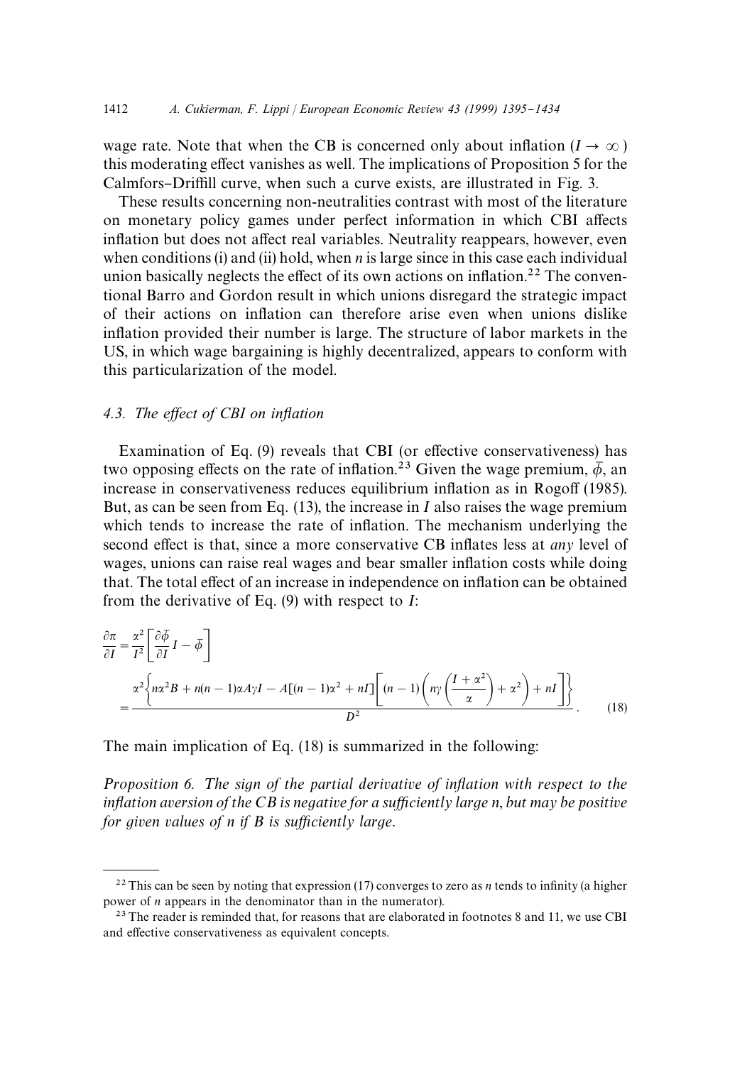wage rate. Note that when the CB is concerned only about inflation ($I \to \infty$) this moderating effect vanishes as well. The implications of Proposition 5 for the Calmfors–Driffill curve, when such a curve exists, are illustrated in Fig. 3.

These results concerning non-neutralities contrast with most of the literature on monetary policy games under perfect information in which CBI affects inflation but does not affect real variables. Neutrality reappears, however, even when conditions (i) and (ii) hold, when $n$ is large since in this case each individual union basically neglects the effect of its own actions on inflation.[22] The conventional Barro and Gordon result in which unions disregard the strategic impact of their actions on inflation can therefore arise even when unions dislike inflation provided their number is large. The structure of labor markets in the US, in which wage bargaining is highly decentralized, appears to conform with this particularization of the model.

### 4.3. The effect of CBI on inflation

Examination of Eq. (9) reveals that CBI (or effective conservativeness) has two opposing effects on the rate of inflation.[23] Given the wage premium, $\bar{\phi}$, an increase in conservativeness reduces equilibrium inflation as in Rogoff (1985). But, as can be seen from Eq. (13), the increase in $I$ also raises the wage premium which tends to increase the rate of inflation. The mechanism underlying the second effect is that, since a more conservative CB inflates less at *any* level of wages, unions can raise real wages and bear smaller inflation costs while doing that. The total effect of an increase in independence on inflation can be obtained from the derivative of Eq. (9) with respect to $I$:

$$
\frac{\partial \pi}{\partial I} = \frac{\alpha^2}{I^2}\left[\frac{\partial \bar{\phi}}{\partial I} I - \bar{\phi}\right]
= \frac{\alpha^2 \left\{ n\alpha^2 B + n(n-1)\alpha A \gamma I - A[(n-1)\alpha^2 + nI]\left[(n-1)\left(n\gamma\left(\frac{I+\alpha^2}{\alpha}\right) + \alpha^2\right) + nI\right]\right\}}{D^2}. \quad (18)
$$

The main implication of Eq. (18) is summarized in the following:

*Proposition 6. The sign of the partial derivative of inflation with respect to the inflation aversion of the CB is negative for a sufficiently large n, but may be positive for given values of n if B is sufficiently large.*

---

[22] This can be seen by noting that expression (17) converges to zero as $n$ tends to infinity (a higher power of $n$ appears in the denominator than in the numerator).

[23] The reader is reminded that, for reasons that are elaborated in footnotes 8 and 11, we use CBI and effective conservativeness as equivalent concepts.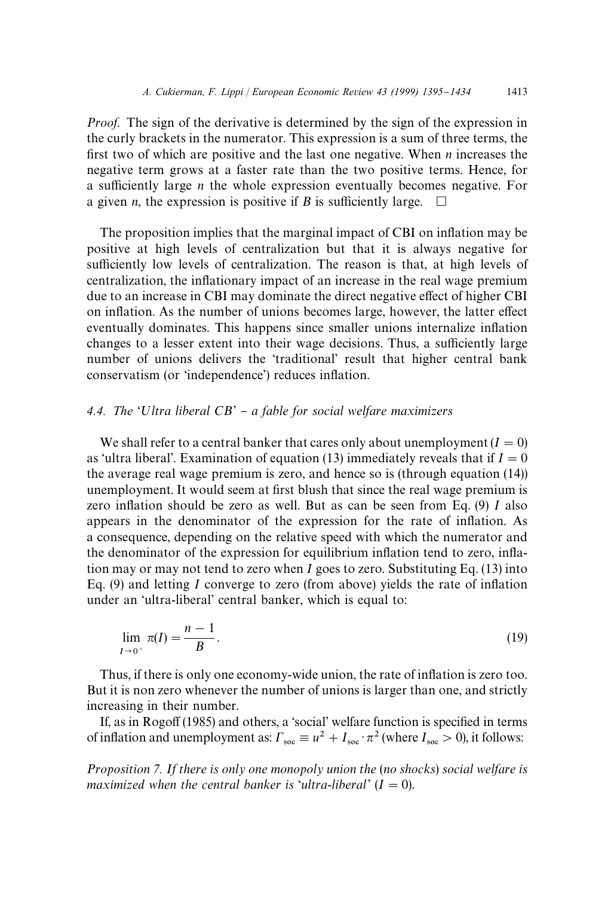*Proof.* The sign of the derivative is determined by the sign of the expression in the curly brackets in the numerator. This expression is a sum of three terms, the first two of which are positive and the last one negative. When $n$ increases the negative term grows at a faster rate than the two positive terms. Hence, for a sufficiently large $n$ the whole expression eventually becomes negative. For a given $n$, the expression is positive if $B$ is sufficiently large. □

The proposition implies that the marginal impact of CBI on inflation may be positive at high levels of centralization but that it is always negative for sufficiently low levels of centralization. The reason is that, at high levels of centralization, the inflationary impact of an increase in the real wage premium due to an increase in CBI may dominate the direct negative effect of higher CBI on inflation. As the number of unions becomes large, however, the latter effect eventually dominates. This happens since smaller unions internalize inflation changes to a lesser extent into their wage decisions. Thus, a sufficiently large number of unions delivers the 'traditional' result that higher central bank conservatism (or 'independence') reduces inflation.

### 4.4. The '*Ultra liberal CB*' – *a fable for social welfare maximizers*

We shall refer to a central banker that cares only about unemployment ($I = 0$) as 'ultra liberal'. Examination of equation (13) immediately reveals that if $I = 0$ the average real wage premium is zero, and hence so is (through equation (14)) unemployment. It would seem at first blush that since the real wage premium is zero inflation should be zero as well. But as can be seen from Eq. (9) $I$ also appears in the denominator of the expression for the rate of inflation. As a consequence, depending on the relative speed with which the numerator and the denominator of the expression for equilibrium inflation tend to zero, inflation may or may not tend to zero when $I$ goes to zero. Substituting Eq. (13) into Eq. (9) and letting $I$ converge to zero (from above) yields the rate of inflation under an 'ultra-liberal' central banker, which is equal to:

$$\lim_{I \to 0^+} \pi(I) = \frac{n-1}{B}. \tag{19}$$

Thus, if there is only one economy-wide union, the rate of inflation is zero too. But it is non zero whenever the number of unions is larger than one, and strictly increasing in their number.

If, as in Rogoff (1985) and others, a 'social' welfare function is specified in terms of inflation and unemployment as: $\Gamma_{\text{soc}} \equiv u^2 + I_{\text{soc}} \cdot \pi^2$ (where $I_{\text{soc}} > 0$), it follows:

*Proposition 7. If there is only one monopoly union the* (*no shocks*) *social welfare is maximized when the central banker is 'ultra-liberal'* ($I = 0$).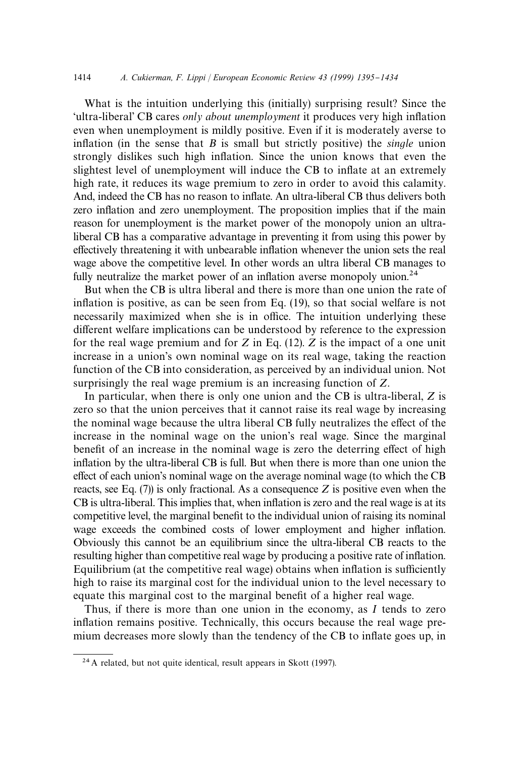What is the intuition underlying this (initially) surprising result? Since the 'ultra-liberal' CB cares *only about unemployment* it produces very high inflation even when unemployment is mildly positive. Even if it is moderately averse to inflation (in the sense that $B$ is small but strictly positive) the *single* union strongly dislikes such high inflation. Since the union knows that even the slightest level of unemployment will induce the CB to inflate at an extremely high rate, it reduces its wage premium to zero in order to avoid this calamity. And, indeed the CB has no reason to inflate. An ultra-liberal CB thus delivers both zero inflation and zero unemployment. The proposition implies that if the main reason for unemployment is the market power of the monopoly union an ultra-liberal CB has a comparative advantage in preventing it from using this power by effectively threatening it with unbearable inflation whenever the union sets the real wage above the competitive level. In other words an ultra liberal CB manages to fully neutralize the market power of an inflation averse monopoly union.[24]

But when the CB is ultra liberal and there is more than one union the rate of inflation is positive, as can be seen from Eq. (19), so that social welfare is not necessarily maximized when she is in office. The intuition underlying these different welfare implications can be understood by reference to the expression for the real wage premium and for $Z$ in Eq. (12). $Z$ is the impact of a one unit increase in a union's own nominal wage on its real wage, taking the reaction function of the CB into consideration, as perceived by an individual union. Not surprisingly the real wage premium is an increasing function of $Z$.

In particular, when there is only one union and the CB is ultra-liberal, $Z$ is zero so that the union perceives that it cannot raise its real wage by increasing the nominal wage because the ultra liberal CB fully neutralizes the effect of the increase in the nominal wage on the union's real wage. Since the marginal benefit of an increase in the nominal wage is zero the deterring effect of high inflation by the ultra-liberal CB is full. But when there is more than one union the effect of each union's nominal wage on the average nominal wage (to which the CB reacts, see Eq. (7)) is only fractional. As a consequence $Z$ is positive even when the CB is ultra-liberal. This implies that, when inflation is zero and the real wage is at its competitive level, the marginal benefit to the individual union of raising its nominal wage exceeds the combined costs of lower employment and higher inflation. Obviously this cannot be an equilibrium since the ultra-liberal CB reacts to the resulting higher than competitive real wage by producing a positive rate of inflation. Equilibrium (at the competitive real wage) obtains when inflation is sufficiently high to raise its marginal cost for the individual union to the level necessary to equate this marginal cost to the marginal benefit of a higher real wage.

Thus, if there is more than one union in the economy, as $I$ tends to zero inflation remains positive. Technically, this occurs because the real wage premium decreases more slowly than the tendency of the CB to inflate goes up, in

[24] A related, but not quite identical, result appears in Skott (1997).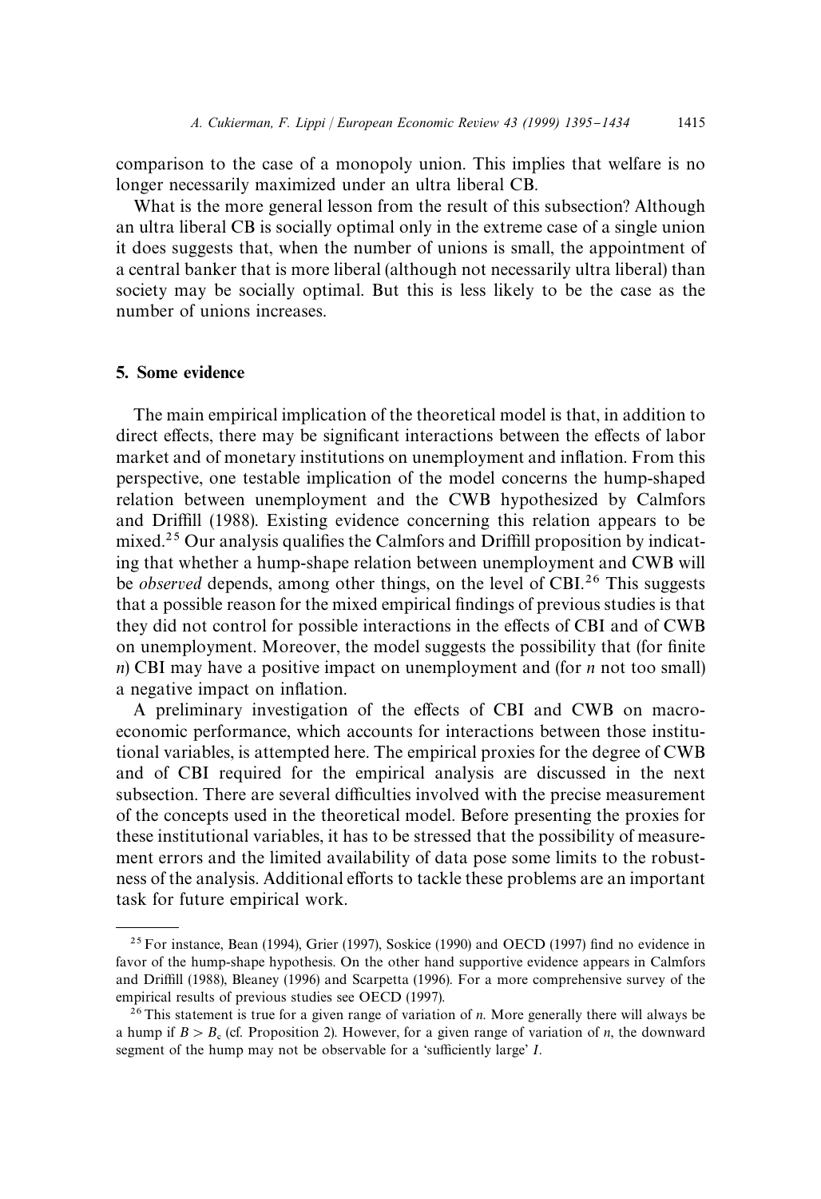comparison to the case of a monopoly union. This implies that welfare is no longer necessarily maximized under an ultra liberal CB.

What is the more general lesson from the result of this subsection? Although an ultra liberal CB is socially optimal only in the extreme case of a single union it does suggests that, when the number of unions is small, the appointment of a central banker that is more liberal (although not necessarily ultra liberal) than society may be socially optimal. But this is less likely to be the case as the number of unions increases.

## 5. Some evidence

The main empirical implication of the theoretical model is that, in addition to direct effects, there may be significant interactions between the effects of labor market and of monetary institutions on unemployment and inflation. From this perspective, one testable implication of the model concerns the hump-shaped relation between unemployment and the CWB hypothesized by Calmfors and Driffill (1988). Existing evidence concerning this relation appears to be mixed.[25] Our analysis qualifies the Calmfors and Driffill proposition by indicating that whether a hump-shape relation between unemployment and CWB will be *observed* depends, among other things, on the level of CBI.[26] This suggests that a possible reason for the mixed empirical findings of previous studies is that they did not control for possible interactions in the effects of CBI and of CWB on unemployment. Moreover, the model suggests the possibility that (for finite $n$) CBI may have a positive impact on unemployment and (for $n$ not too small) a negative impact on inflation.

A preliminary investigation of the effects of CBI and CWB on macroeconomic performance, which accounts for interactions between those institutional variables, is attempted here. The empirical proxies for the degree of CWB and of CBI required for the empirical analysis are discussed in the next subsection. There are several difficulties involved with the precise measurement of the concepts used in the theoretical model. Before presenting the proxies for these institutional variables, it has to be stressed that the possibility of measurement errors and the limited availability of data pose some limits to the robustness of the analysis. Additional efforts to tackle these problems are an important task for future empirical work.

---

[25] For instance, Bean (1994), Grier (1997), Soskice (1990) and OECD (1997) find no evidence in favor of the hump-shape hypothesis. On the other hand supportive evidence appears in Calmfors and Driffill (1988), Bleaney (1996) and Scarpetta (1996). For a more comprehensive survey of the empirical results of previous studies see OECD (1997).

[26] This statement is true for a given range of variation of $n$. More generally there will always be a hump if $B > B_c$ (cf. Proposition 2). However, for a given range of variation of $n$, the downward segment of the hump may not be observable for a 'sufficiently large' $I$.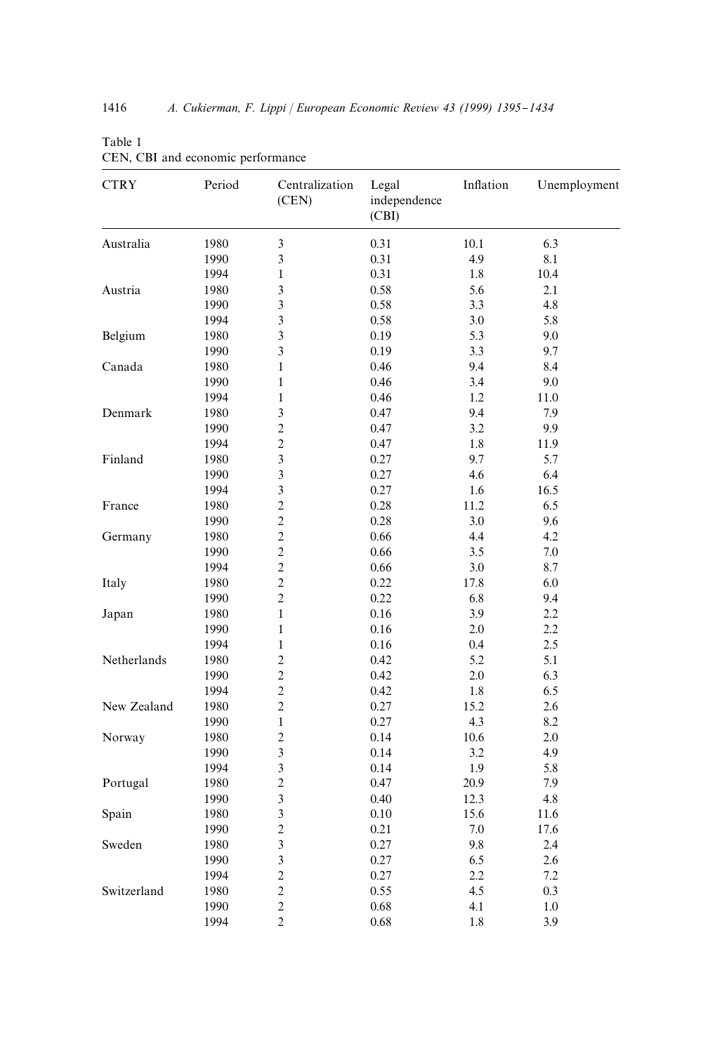Table 1
CEN, CBI and economic performance

| CTRY | Period | Centralization (CEN) | Legal independence (CBI) | Inflation | Unemployment |
|---|---|---|---|---|---|
| Australia | 1980 | 3 | 0.31 | 10.1 | 6.3 |
| | 1990 | 3 | 0.31 | 4.9 | 8.1 |
| | 1994 | 1 | 0.31 | 1.8 | 10.4 |
| Austria | 1980 | 3 | 0.58 | 5.6 | 2.1 |
| | 1990 | 3 | 0.58 | 3.3 | 4.8 |
| | 1994 | 3 | 0.58 | 3.0 | 5.8 |
| Belgium | 1980 | 3 | 0.19 | 5.3 | 9.0 |
| | 1990 | 3 | 0.19 | 3.3 | 9.7 |
| Canada | 1980 | 1 | 0.46 | 9.4 | 8.4 |
| | 1990 | 1 | 0.46 | 3.4 | 9.0 |
| | 1994 | 1 | 0.46 | 1.2 | 11.0 |
| Denmark | 1980 | 3 | 0.47 | 9.4 | 7.9 |
| | 1990 | 2 | 0.47 | 3.2 | 9.9 |
| | 1994 | 2 | 0.47 | 1.8 | 11.9 |
| Finland | 1980 | 3 | 0.27 | 9.7 | 5.7 |
| | 1990 | 3 | 0.27 | 4.6 | 6.4 |
| | 1994 | 3 | 0.27 | 1.6 | 16.5 |
| France | 1980 | 2 | 0.28 | 11.2 | 6.5 |
| | 1990 | 2 | 0.28 | 3.0 | 9.6 |
| Germany | 1980 | 2 | 0.66 | 4.4 | 4.2 |
| | 1990 | 2 | 0.66 | 3.5 | 7.0 |
| | 1994 | 2 | 0.66 | 3.0 | 8.7 |
| Italy | 1980 | 2 | 0.22 | 17.8 | 6.0 |
| | 1990 | 2 | 0.22 | 6.8 | 9.4 |
| Japan | 1980 | 1 | 0.16 | 3.9 | 2.2 |
| | 1990 | 1 | 0.16 | 2.0 | 2.2 |
| | 1994 | 1 | 0.16 | 0.4 | 2.5 |
| Netherlands | 1980 | 2 | 0.42 | 5.2 | 5.1 |
| | 1990 | 2 | 0.42 | 2.0 | 6.3 |
| | 1994 | 2 | 0.42 | 1.8 | 6.5 |
| New Zealand | 1980 | 2 | 0.27 | 15.2 | 2.6 |
| | 1990 | 1 | 0.27 | 4.3 | 8.2 |
| Norway | 1980 | 2 | 0.14 | 10.6 | 2.0 |
| | 1990 | 3 | 0.14 | 3.2 | 4.9 |
| | 1994 | 3 | 0.14 | 1.9 | 5.8 |
| Portugal | 1980 | 2 | 0.47 | 20.9 | 7.9 |
| | 1990 | 3 | 0.40 | 12.3 | 4.8 |
| Spain | 1980 | 3 | 0.10 | 15.6 | 11.6 |
| | 1990 | 2 | 0.21 | 7.0 | 17.6 |
| Sweden | 1980 | 3 | 0.27 | 9.8 | 2.4 |
| | 1990 | 3 | 0.27 | 6.5 | 2.6 |
| | 1994 | 2 | 0.27 | 2.2 | 7.2 |
| Switzerland | 1980 | 2 | 0.55 | 4.5 | 0.3 |
| | 1990 | 2 | 0.68 | 4.1 | 1.0 |
| | 1994 | 2 | 0.68 | 1.8 | 3.9 |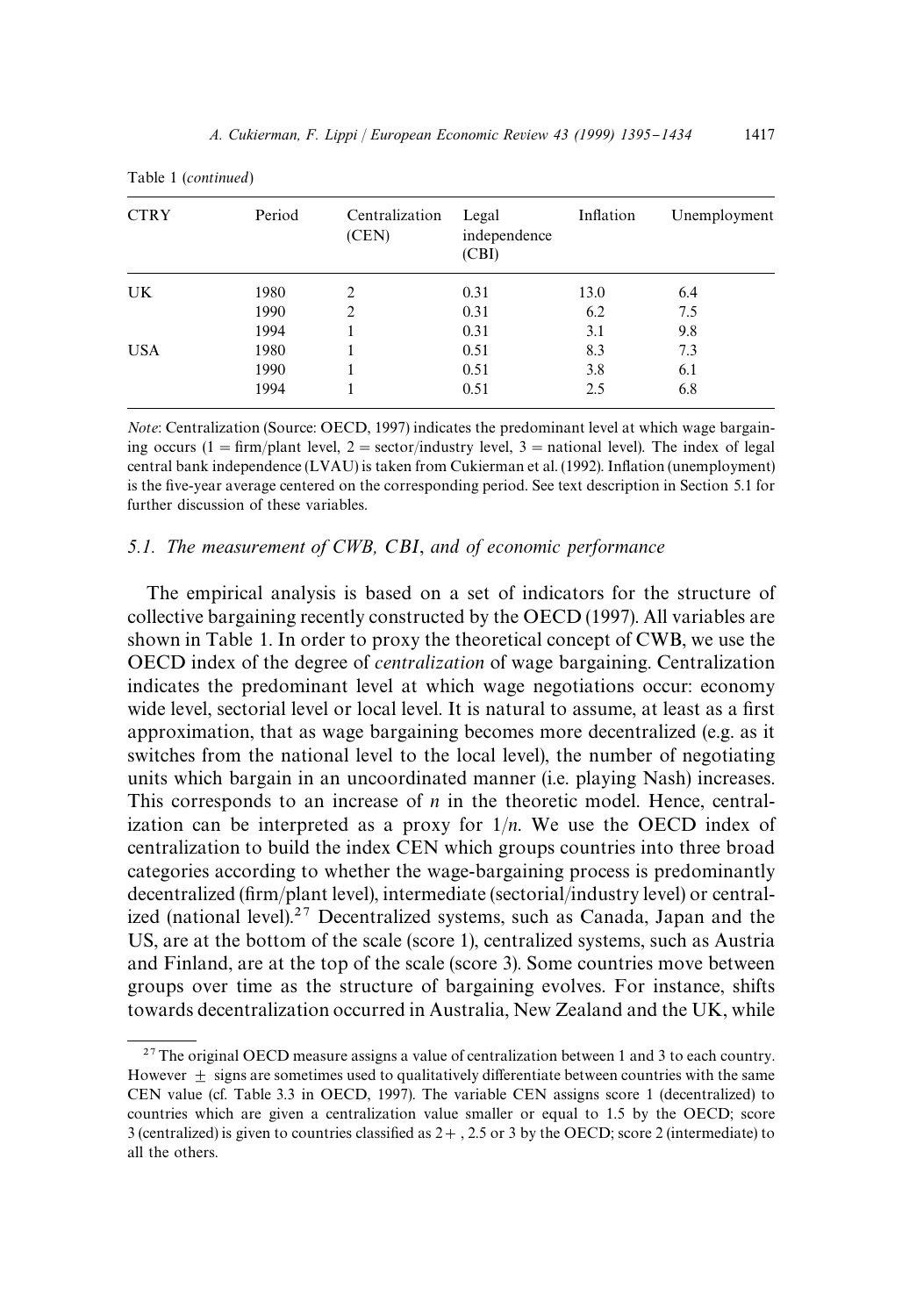Table 1 (*continued*)

| CTRY | Period | Centralization (CEN) | Legal independence (CBI) | Inflation | Unemployment |
|---|---|---|---|---|---|
| UK | 1980 | 2 | 0.31 | 13.0 | 6.4 |
| | 1990 | 2 | 0.31 | 6.2 | 7.5 |
| | 1994 | 1 | 0.31 | 3.1 | 9.8 |
| USA | 1980 | 1 | 0.51 | 8.3 | 7.3 |
| | 1990 | 1 | 0.51 | 3.8 | 6.1 |
| | 1994 | 1 | 0.51 | 2.5 | 6.8 |

*Note*: Centralization (Source: OECD, 1997) indicates the predominant level at which wage bargaining occurs (1 = firm/plant level, 2 = sector/industry level, 3 = national level). The index of legal central bank independence (LVAU) is taken from Cukierman et al. (1992). Inflation (unemployment) is the five-year average centered on the corresponding period. See text description in Section 5.1 for further discussion of these variables.

### 5.1. The measurement of CWB, CBI, and of economic performance

The empirical analysis is based on a set of indicators for the structure of collective bargaining recently constructed by the OECD (1997). All variables are shown in Table 1. In order to proxy the theoretical concept of CWB, we use the OECD index of the degree of *centralization* of wage bargaining. Centralization indicates the predominant level at which wage negotiations occur: economy wide level, sectorial level or local level. It is natural to assume, at least as a first approximation, that as wage bargaining becomes more decentralized (e.g. as it switches from the national level to the local level), the number of negotiating units which bargain in an uncoordinated manner (i.e. playing Nash) increases. This corresponds to an increase of $n$ in the theoretic model. Hence, centralization can be interpreted as a proxy for $1/n$. We use the OECD index of centralization to build the index CEN which groups countries into three broad categories according to whether the wage-bargaining process is predominantly decentralized (firm/plant level), intermediate (sectorial/industry level) or centralized (national level).[27] Decentralized systems, such as Canada, Japan and the US, are at the bottom of the scale (score 1), centralized systems, such as Austria and Finland, are at the top of the scale (score 3). Some countries move between groups over time as the structure of bargaining evolves. For instance, shifts towards decentralization occurred in Australia, New Zealand and the UK, while

[27] The original OECD measure assigns a value of centralization between 1 and 3 to each country. However $\pm$ signs are sometimes used to qualitatively differentiate between countries with the same CEN value (cf. Table 3.3 in OECD, 1997). The variable CEN assigns score 1 (decentralized) to countries which are given a centralization value smaller or equal to 1.5 by the OECD; score 3 (centralized) is given to countries classified as 2+, 2.5 or 3 by the OECD; score 2 (intermediate) to all the others.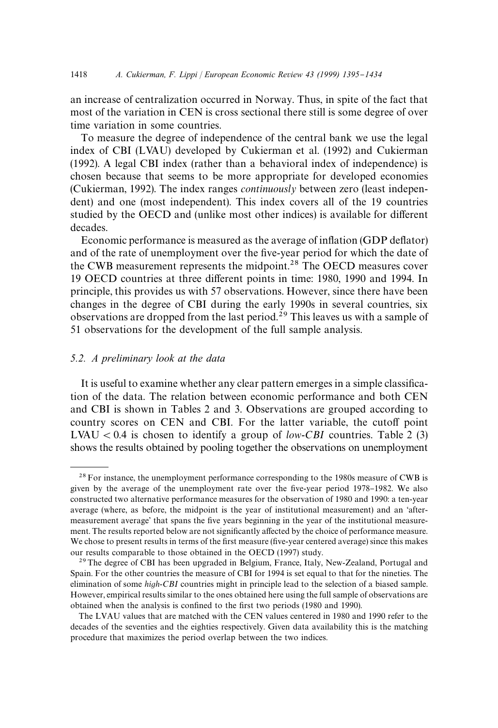an increase of centralization occurred in Norway. Thus, in spite of the fact that most of the variation in CEN is cross sectional there still is some degree of over time variation in some countries.

To measure the degree of independence of the central bank we use the legal index of CBI (LVAU) developed by Cukierman et al. (1992) and Cukierman (1992). A legal CBI index (rather than a behavioral index of independence) is chosen because that seems to be more appropriate for developed economies (Cukierman, 1992). The index ranges *continuously* between zero (least independent) and one (most independent). This index covers all of the 19 countries studied by the OECD and (unlike most other indices) is available for different decades.

Economic performance is measured as the average of inflation (GDP deflator) and of the rate of unemployment over the five-year period for which the date of the CWB measurement represents the midpoint.[28] The OECD measures cover 19 OECD countries at three different points in time: 1980, 1990 and 1994. In principle, this provides us with 57 observations. However, since there have been changes in the degree of CBI during the early 1990s in several countries, six observations are dropped from the last period.[29] This leaves us with a sample of 51 observations for the development of the full sample analysis.

### 5.2. A preliminary look at the data

It is useful to examine whether any clear pattern emerges in a simple classification of the data. The relation between economic performance and both CEN and CBI is shown in Tables 2 and 3. Observations are grouped according to country scores on CEN and CBI. For the latter variable, the cutoff point LVAU $< 0.4$ is chosen to identify a group of *low-CBI* countries. Table 2 (3) shows the results obtained by pooling together the observations on unemployment

---

[28] For instance, the unemployment performance corresponding to the 1980s measure of CWB is given by the average of the unemployment rate over the five-year period 1978–1982. We also constructed two alternative performance measures for the observation of 1980 and 1990: a ten-year average (where, as before, the midpoint is the year of institutional measurement) and an 'after-measurement average' that spans the five years beginning in the year of the institutional measurement. The results reported below are not significantly affected by the choice of performance measure. We chose to present results in terms of the first measure (five-year centered average) since this makes our results comparable to those obtained in the OECD (1997) study.

[29] The degree of CBI has been upgraded in Belgium, France, Italy, New-Zealand, Portugal and Spain. For the other countries the measure of CBI for 1994 is set equal to that for the nineties. The elimination of some *high-CBI* countries might in principle lead to the selection of a biased sample. However, empirical results similar to the ones obtained here using the full sample of observations are obtained when the analysis is confined to the first two periods (1980 and 1990).

The LVAU values that are matched with the CEN values centered in 1980 and 1990 refer to the decades of the seventies and the eighties respectively. Given data availability this is the matching procedure that maximizes the period overlap between the two indices.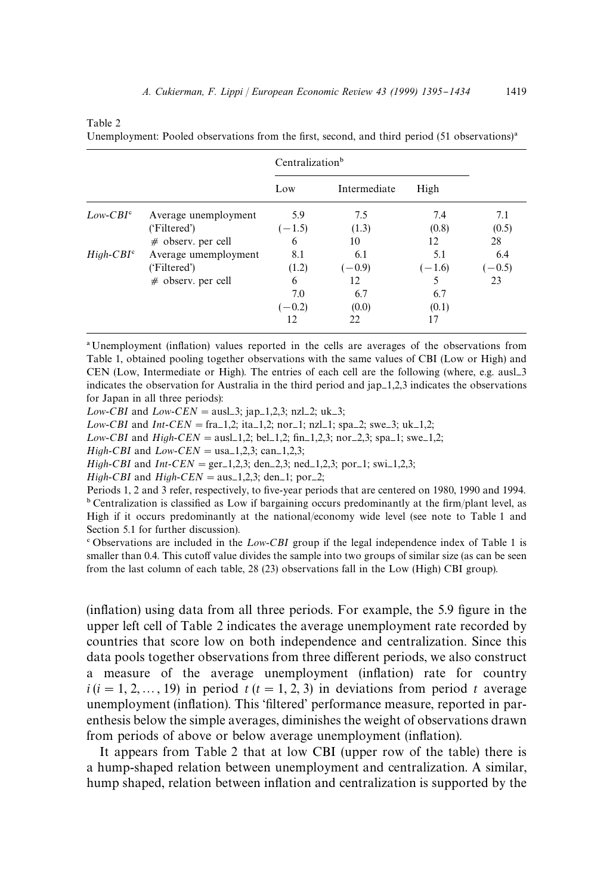Table 2
Unemployment: Pooled observations from the first, second, and third period (51 observations)[a]

| | | Centralization[b] | | | |
|---|---|---|---|---|---|
| | | Low | Intermediate | High | |
| *Low-CBI*[c] | Average unemployment | 5.9 | 7.5 | 7.4 | 7.1 |
| | ('Filtered') | (−1.5) | (1.3) | (0.8) | (0.5) |
| | # observ. per cell | 6 | 10 | 12 | 28 |
| *High-CBI*[c] | Average umemployment | 8.1 | 6.1 | 5.1 | 6.4 |
| | ('Filtered') | (1.2) | (−0.9) | (−1.6) | (−0.5) |
| | # observ. per cell | 6 | 12 | 5 | 23 |
| | | 7.0 | 6.7 | 6.7 | |
| | | (−0.2) | (0.0) | (0.1) | |
| | | 12 | 22 | 17 | |

[a] Unemployment (inflation) values reported in the cells are averages of the observations from Table 1, obtained pooling together observations with the same values of CBI (Low or High) and CEN (Low, Intermediate or High). The entries of each cell are the following (where, e.g. ausl_3 indicates the observation for Australia in the third period and jap_1,2,3 indicates the observations for Japan in all three periods):

*Low-CBI* and *Low-CEN* = ausl_3; jap_1,2,3; nzl_2; uk_3;

*Low-CBI* and *Int-CEN* = fra_1,2; ita_1,2; nor_1; nzl_1; spa_2; swe_3; uk_1,2;

*Low-CBI* and *High-CEN* = ausl_1,2; bel_1,2; fin_1,2,3; nor_2,3; spa_1; swe_1,2;

*High-CBI* and *Low-CEN* = usa_1,2,3; can_1,2,3;

*High-CBI* and *Int-CEN* = ger_1,2,3; den_2,3; ned_1,2,3; por_1; swi_1,2,3;

*High-CBI* and *High-CEN* = aus_1,2,3; den_1; por_2;

Periods 1, 2 and 3 refer, respectively, to five-year periods that are centered on 1980, 1990 and 1994.

[b] Centralization is classified as Low if bargaining occurs predominantly at the firm/plant level, as High if it occurs predominantly at the national/economy wide level (see note to Table 1 and Section 5.1 for further discussion).

[c] Observations are included in the *Low-CBI* group if the legal independence index of Table 1 is smaller than 0.4. This cutoff value divides the sample into two groups of similar size (as can be seen from the last column of each table, 28 (23) observations fall in the Low (High) CBI group).

(inflation) using data from all three periods. For example, the 5.9 figure in the upper left cell of Table 2 indicates the average unemployment rate recorded by countries that score low on both independence and centralization. Since this data pools together observations from three different periods, we also construct a measure of the average unemployment (inflation) rate for country $i$ $(i = 1, 2, \ldots, 19)$ in period $t$ $(t = 1, 2, 3)$ in deviations from period $t$ average unemployment (inflation). This 'filtered' performance measure, reported in parenthesis below the simple averages, diminishes the weight of observations drawn from periods of above or below average unemployment (inflation).

It appears from Table 2 that at low CBI (upper row of the table) there is a hump-shaped relation between unemployment and centralization. A similar, hump shaped, relation between inflation and centralization is supported by the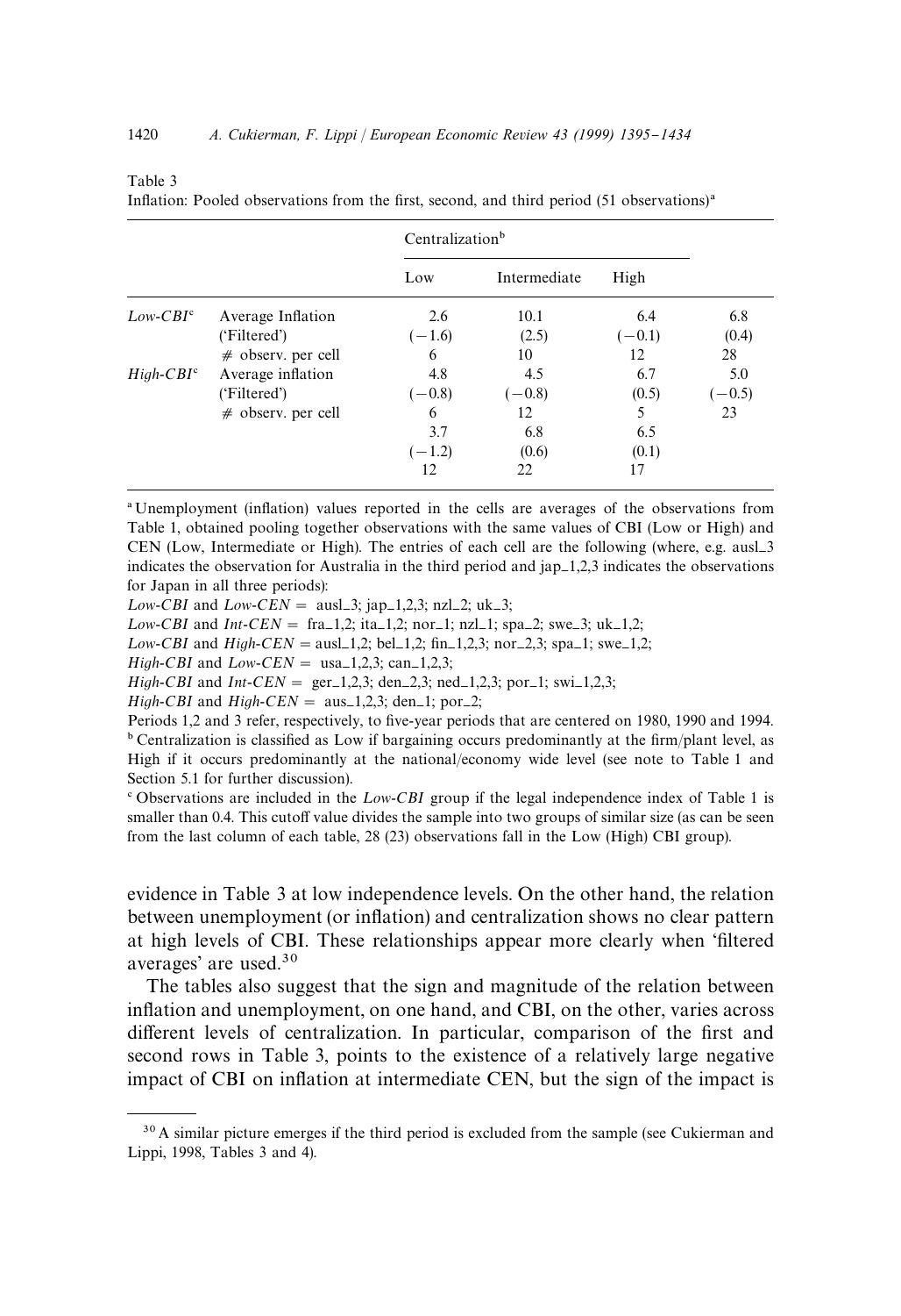Table 3
Inflation: Pooled observations from the first, second, and third period (51 observations)[a]

| | | Centralization[b] | | | |
|---|---|---|---|---|---|
| | | Low | Intermediate | High | |
| *Low-CBI*[c] | Average Inflation | 2.6 | 10.1 | 6.4 | 6.8 |
| | ('Filtered') | (−1.6) | (2.5) | (−0.1) | (0.4) |
| | # observ. per cell | 6 | 10 | 12 | 28 |
| *High-CBI*[c] | Average inflation | 4.8 | 4.5 | 6.7 | 5.0 |
| | ('Filtered') | (−0.8) | (−0.8) | (0.5) | (−0.5) |
| | # observ. per cell | 6 | 12 | 5 | 23 |
| | | 3.7 | 6.8 | 6.5 | |
| | | (−1.2) | (0.6) | (0.1) | |
| | | 12 | 22 | 17 | |

[a] Unemployment (inflation) values reported in the cells are averages of the observations from Table 1, obtained pooling together observations with the same values of CBI (Low or High) and CEN (Low, Intermediate or High). The entries of each cell are the following (where, e.g. ausl_3 indicates the observation for Australia in the third period and jap_1,2,3 indicates the observations for Japan in all three periods):

*Low-CBI* and *Low-CEN* = ausl_3; jap_1,2,3; nzl_2; uk_3;

*Low-CBI* and *Int-CEN* = fra_1,2; ita_1,2; nor_1; nzl_1; spa_2; swe_3; uk_1,2;

*Low-CBI* and *High-CEN* = ausl_1,2; bel_1,2; fin_1,2,3; nor_2,3; spa_1; swe_1,2;

*High-CBI* and *Low-CEN* = usa_1,2,3; can_1,2,3;

*High-CBI* and *Int-CEN* = ger_1,2,3; den_2,3; ned_1,2,3; por_1; swi_1,2,3;

*High-CBI* and *High-CEN* = aus_1,2,3; den_1; por_2;

Periods 1,2 and 3 refer, respectively, to five-year periods that are centered on 1980, 1990 and 1994.

[b] Centralization is classified as Low if bargaining occurs predominantly at the firm/plant level, as High if it occurs predominantly at the national/economy wide level (see note to Table 1 and Section 5.1 for further discussion).

[c] Observations are included in the *Low-CBI* group if the legal independence index of Table 1 is smaller than 0.4. This cutoff value divides the sample into two groups of similar size (as can be seen from the last column of each table, 28 (23) observations fall in the Low (High) CBI group).

evidence in Table 3 at low independence levels. On the other hand, the relation between unemployment (or inflation) and centralization shows no clear pattern at high levels of CBI. These relationships appear more clearly when 'filtered averages' are used.[30]

The tables also suggest that the sign and magnitude of the relation between inflation and unemployment, on one hand, and CBI, on the other, varies across different levels of centralization. In particular, comparison of the first and second rows in Table 3, points to the existence of a relatively large negative impact of CBI on inflation at intermediate CEN, but the sign of the impact is

[30] A similar picture emerges if the third period is excluded from the sample (see Cukierman and Lippi, 1998, Tables 3 and 4).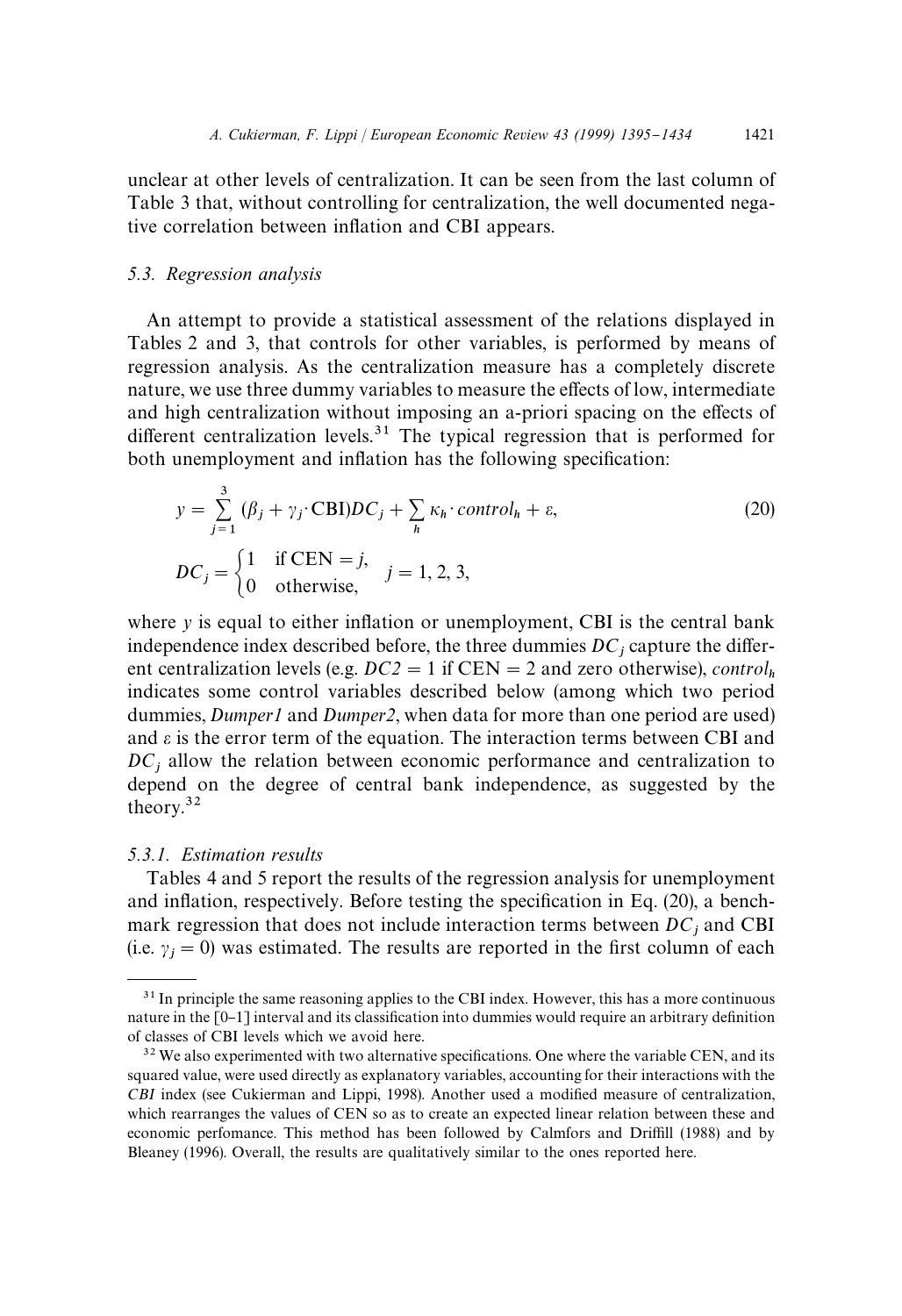unclear at other levels of centralization. It can be seen from the last column of Table 3 that, without controlling for centralization, the well documented negative correlation between inflation and CBI appears.

### 5.3. Regression analysis

An attempt to provide a statistical assessment of the relations displayed in Tables 2 and 3, that controls for other variables, is performed by means of regression analysis. As the centralization measure has a completely discrete nature, we use three dummy variables to measure the effects of low, intermediate and high centralization without imposing an a-priori spacing on the effects of different centralization levels.[31] The typical regression that is performed for both unemployment and inflation has the following specification:

$$y = \sum_{j=1}^{3} (\beta_j + \gamma_j \cdot \text{CBI}) DC_j + \sum_h \kappa_h \cdot control_h + \varepsilon, \tag{20}$$

$$DC_j = \begin{cases} 1 & \text{if CEN} = j, \\ 0 & \text{otherwise,} \end{cases} \quad j = 1, 2, 3,$$

where $y$ is equal to either inflation or unemployment, CBI is the central bank independence index described before, the three dummies $DC_j$ capture the different centralization levels (e.g. $DC2 = 1$ if CEN $= 2$ and zero otherwise), $control_h$ indicates some control variables described below (among which two period dummies, *Dumper1* and *Dumper2*, when data for more than one period are used) and $\varepsilon$ is the error term of the equation. The interaction terms between CBI and $DC_j$ allow the relation between economic performance and centralization to depend on the degree of central bank independence, as suggested by the theory.[32]

#### 5.3.1. Estimation results

Tables 4 and 5 report the results of the regression analysis for unemployment and inflation, respectively. Before testing the specification in Eq. (20), a benchmark regression that does not include interaction terms between $DC_j$ and CBI (i.e. $\gamma_j = 0$) was estimated. The results are reported in the first column of each

---

[31] In principle the same reasoning applies to the CBI index. However, this has a more continuous nature in the [0–1] interval and its classification into dummies would require an arbitrary definition of classes of CBI levels which we avoid here.

[32] We also experimented with two alternative specifications. One where the variable CEN, and its squared value, were used directly as explanatory variables, accounting for their interactions with the *CBI* index (see Cukierman and Lippi, 1998). Another used a modified measure of centralization, which rearranges the values of CEN so as to create an expected linear relation between these and economic perfomance. This method has been followed by Calmfors and Driffill (1988) and by Bleaney (1996). Overall, the results are qualitatively similar to the ones reported here.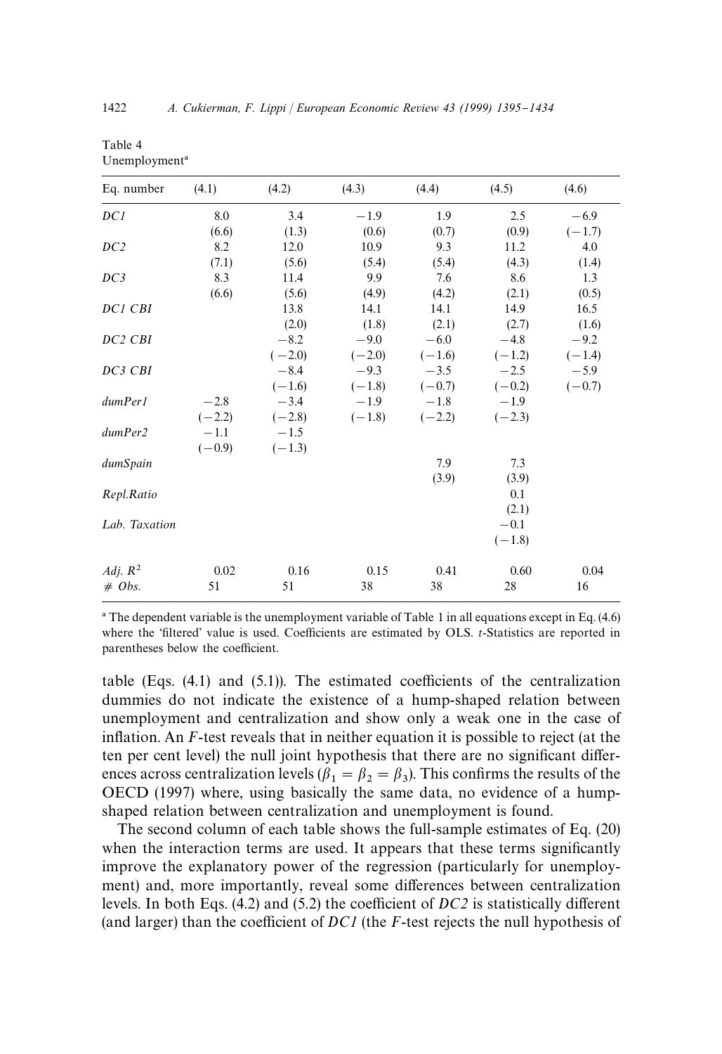Table 4
Unemployment[a]

| Eq. number | (4.1) | (4.2) | (4.3) | (4.4) | (4.5) | (4.6) |
|---|---|---|---|---|---|---|
| *DC1* | 8.0 | 3.4 | −1.9 | 1.9 | 2.5 | −6.9 |
| | (6.6) | (1.3) | (0.6) | (0.7) | (0.9) | (−1.7) |
| *DC2* | 8.2 | 12.0 | 10.9 | 9.3 | 11.2 | 4.0 |
| | (7.1) | (5.6) | (5.4) | (5.4) | (4.3) | (1.4) |
| *DC3* | 8.3 | 11.4 | 9.9 | 7.6 | 8.6 | 1.3 |
| | (6.6) | (5.6) | (4.9) | (4.2) | (2.1) | (0.5) |
| *DC1 CBI* | | 13.8 | 14.1 | 14.1 | 14.9 | 16.5 |
| | | (2.0) | (1.8) | (2.1) | (2.7) | (1.6) |
| *DC2 CBI* | | −8.2 | −9.0 | −6.0 | −4.8 | −9.2 |
| | | (−2.0) | (−2.0) | (−1.6) | (−1.2) | (−1.4) |
| *DC3 CBI* | | −8.4 | −9.3 | −3.5 | −2.5 | −5.9 |
| | | (−1.6) | (−1.8) | (−0.7) | (−0.2) | (−0.7) |
| *dumPer1* | −2.8 | −3.4 | −1.9 | −1.8 | −1.9 | |
| | (−2.2) | (−2.8) | (−1.8) | (−2.2) | (−2.3) | |
| *dumPer2* | −1.1 | −1.5 | | | | |
| | (−0.9) | (−1.3) | | | | |
| *dumSpain* | | | | 7.9 | 7.3 | |
| | | | | (3.9) | (3.9) | |
| *Repl.Ratio* | | | | | 0.1 | |
| | | | | | (2.1) | |
| *Lab. Taxation* | | | | | −0.1 | |
| | | | | | (−1.8) | |
| *Adj.* $R^2$ | 0.02 | 0.16 | 0.15 | 0.41 | 0.60 | 0.04 |
| *# Obs.* | 51 | 51 | 38 | 38 | 28 | 16 |

[a] The dependent variable is the unemployment variable of Table 1 in all equations except in Eq. (4.6) where the 'filtered' value is used. Coefficients are estimated by OLS. *t*-Statistics are reported in parentheses below the coefficient.

table (Eqs. (4.1) and (5.1)). The estimated coefficients of the centralization dummies do not indicate the existence of a hump-shaped relation between unemployment and centralization and show only a weak one in the case of inflation. An *F*-test reveals that in neither equation it is possible to reject (at the ten per cent level) the null joint hypothesis that there are no significant differences across centralization levels ($\beta_1 = \beta_2 = \beta_3$). This confirms the results of the OECD (1997) where, using basically the same data, no evidence of a hump-shaped relation between centralization and unemployment is found.

The second column of each table shows the full-sample estimates of Eq. (20) when the interaction terms are used. It appears that these terms significantly improve the explanatory power of the regression (particularly for unemployment) and, more importantly, reveal some differences between centralization levels. In both Eqs. (4.2) and (5.2) the coefficient of *DC2* is statistically different (and larger) than the coefficient of *DC1* (the *F*-test rejects the null hypothesis of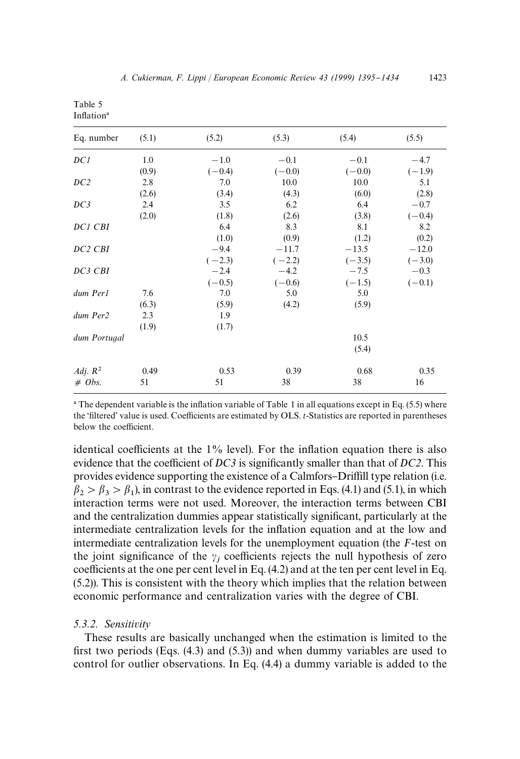Table 5
Inflation[a]

| Eq. number | (5.1) | (5.2) | (5.3) | (5.4) | (5.5) |
|---|---|---|---|---|---|
| *DC1* | 1.0 | −1.0 | −0.1 | −0.1 | −4.7 |
| | (0.9) | (−0.4) | (−0.0) | (−0.0) | (−1.9) |
| *DC2* | 2.8 | 7.0 | 10.0 | 10.0 | 5.1 |
| | (2.6) | (3.4) | (4.3) | (6.0) | (2.8) |
| *DC3* | 2.4 | 3.5 | 6.2 | 6.4 | −0.7 |
| | (2.0) | (1.8) | (2.6) | (3.8) | (−0.4) |
| *DC1 CBI* | | 6.4 | 8.3 | 8.1 | 8.2 |
| | | (1.0) | (0.9) | (1.2) | (0.2) |
| *DC2 CBI* | | −9.4 | −11.7 | −13.5 | −12.0 |
| | | (−2.3) | (−2.2) | (−3.5) | (−3.0) |
| *DC3 CBI* | | −2.4 | −4.2 | −7.5 | −0.3 |
| | | (−0.5) | (−0.6) | (−1.5) | (−0.1) |
| *dum Per1* | 7.6 | 7.0 | 5.0 | 5.0 | |
| | (6.3) | (5.9) | (4.2) | (5.9) | |
| *dum Per2* | 2.3 | 1.9 | | | |
| | (1.9) | (1.7) | | | |
| *dum Portugal* | | | | 10.5 | |
| | | | | (5.4) | |
| *Adj.* $R^2$ | 0.49 | 0.53 | 0.39 | 0.68 | 0.35 |
| *# Obs.* | 51 | 51 | 38 | 38 | 16 |

[a] The dependent variable is the inflation variable of Table 1 in all equations except in Eq. (5.5) where the 'filtered' value is used. Coefficients are estimated by OLS. *t*-Statistics are reported in parentheses below the coefficient.

identical coefficients at the 1% level). For the inflation equation there is also evidence that the coefficient of *DC3* is significantly smaller than that of *DC2*. This provides evidence supporting the existence of a Calmfors–Driffill type relation (i.e. $\beta_2 > \beta_3 > \beta_1$), in contrast to the evidence reported in Eqs. (4.1) and (5.1), in which interaction terms were not used. Moreover, the interaction terms between CBI and the centralization dummies appear statistically significant, particularly at the intermediate centralization levels for the inflation equation and at the low and intermediate centralization levels for the unemployment equation (the *F*-test on the joint significance of the $\gamma_j$ coefficients rejects the null hypothesis of zero coefficients at the one per cent level in Eq. (4.2) and at the ten per cent level in Eq. (5.2)). This is consistent with the theory which implies that the relation between economic performance and centralization varies with the degree of CBI.

### 5.3.2. Sensitivity

These results are basically unchanged when the estimation is limited to the first two periods (Eqs. (4.3) and (5.3)) and when dummy variables are used to control for outlier observations. In Eq. (4.4) a dummy variable is added to the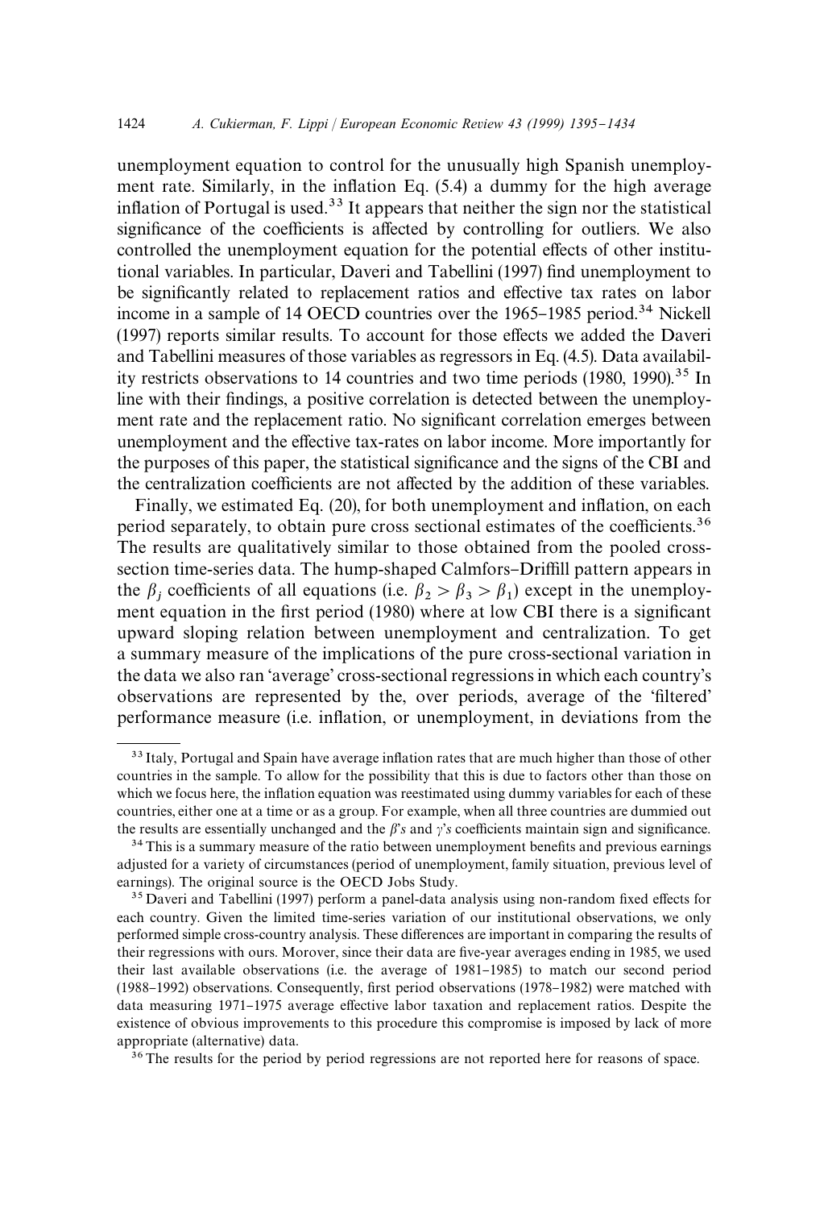unemployment equation to control for the unusually high Spanish unemployment rate. Similarly, in the inflation Eq. (5.4) a dummy for the high average inflation of Portugal is used.[33] It appears that neither the sign nor the statistical significance of the coefficients is affected by controlling for outliers. We also controlled the unemployment equation for the potential effects of other institutional variables. In particular, Daveri and Tabellini (1997) find unemployment to be significantly related to replacement ratios and effective tax rates on labor income in a sample of 14 OECD countries over the 1965–1985 period.[34] Nickell (1997) reports similar results. To account for those effects we added the Daveri and Tabellini measures of those variables as regressors in Eq. (4.5). Data availability restricts observations to 14 countries and two time periods (1980, 1990).[35] In line with their findings, a positive correlation is detected between the unemployment rate and the replacement ratio. No significant correlation emerges between unemployment and the effective tax-rates on labor income. More importantly for the purposes of this paper, the statistical significance and the signs of the CBI and the centralization coefficients are not affected by the addition of these variables.

Finally, we estimated Eq. (20), for both unemployment and inflation, on each period separately, to obtain pure cross sectional estimates of the coefficients.[36] The results are qualitatively similar to those obtained from the pooled cross-section time-series data. The hump-shaped Calmfors–Driffill pattern appears in the $\beta_j$ coefficients of all equations (i.e. $\beta_2 > \beta_3 > \beta_1$) except in the unemployment equation in the first period (1980) where at low CBI there is a significant upward sloping relation between unemployment and centralization. To get a summary measure of the implications of the pure cross-sectional variation in the data we also ran 'average' cross-sectional regressions in which each country's observations are represented by the, over periods, average of the 'filtered' performance measure (i.e. inflation, or unemployment, in deviations from the

[33] Italy, Portugal and Spain have average inflation rates that are much higher than those of other countries in the sample. To allow for the possibility that this is due to factors other than those on which we focus here, the inflation equation was reestimated using dummy variables for each of these countries, either one at a time or as a group. For example, when all three countries are dummied out the results are essentially unchanged and the $\beta$'s and $\gamma$'s coefficients maintain sign and significance.

[34] This is a summary measure of the ratio between unemployment benefits and previous earnings adjusted for a variety of circumstances (period of unemployment, family situation, previous level of earnings). The original source is the OECD Jobs Study.

[35] Daveri and Tabellini (1997) perform a panel-data analysis using non-random fixed effects for each country. Given the limited time-series variation of our institutional observations, we only performed simple cross-country analysis. These differences are important in comparing the results of their regressions with ours. Morover, since their data are five-year averages ending in 1985, we used their last available observations (i.e. the average of 1981–1985) to match our second period (1988–1992) observations. Consequently, first period observations (1978–1982) were matched with data measuring 1971–1975 average effective labor taxation and replacement ratios. Despite the existence of obvious improvements to this procedure this compromise is imposed by lack of more appropriate (alternative) data.

[36] The results for the period by period regressions are not reported here for reasons of space.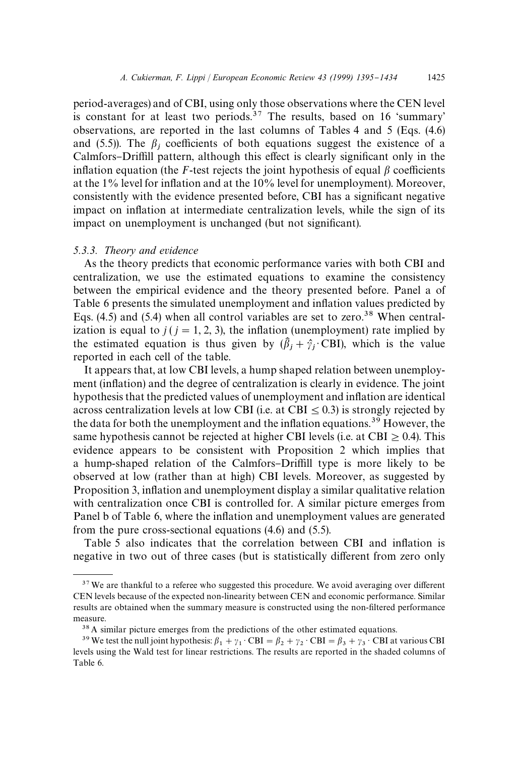period-averages) and of CBI, using only those observations where the CEN level is constant for at least two periods.[37] The results, based on 16 'summary' observations, are reported in the last columns of Tables 4 and 5 (Eqs. (4.6) and (5.5)). The $\beta_j$ coefficients of both equations suggest the existence of a Calmfors–Driffill pattern, although this effect is clearly significant only in the inflation equation (the $F$-test rejects the joint hypothesis of equal $\beta$ coefficients at the 1% level for inflation and at the 10% level for unemployment). Moreover, consistently with the evidence presented before, CBI has a significant negative impact on inflation at intermediate centralization levels, while the sign of its impact on unemployment is unchanged (but not significant).

### 5.3.3. Theory and evidence

As the theory predicts that economic performance varies with both CBI and centralization, we use the estimated equations to examine the consistency between the empirical evidence and the theory presented before. Panel a of Table 6 presents the simulated unemployment and inflation values predicted by Eqs. (4.5) and (5.4) when all control variables are set to zero.[38] When centralization is equal to $j$ ($j = 1, 2, 3$), the inflation (unemployment) rate implied by the estimated equation is thus given by $(\hat{\beta}_j + \hat{\gamma}_j \cdot \text{CBI})$, which is the value reported in each cell of the table.

It appears that, at low CBI levels, a hump shaped relation between unemployment (inflation) and the degree of centralization is clearly in evidence. The joint hypothesis that the predicted values of unemployment and inflation are identical across centralization levels at low CBI (i.e. at $\text{CBI} \leq 0.3$) is strongly rejected by the data for both the unemployment and the inflation equations.[39] However, the same hypothesis cannot be rejected at higher CBI levels (i.e. at $\text{CBI} \geq 0.4$). This evidence appears to be consistent with Proposition 2 which implies that a hump-shaped relation of the Calmfors–Driffill type is more likely to be observed at low (rather than at high) CBI levels. Moreover, as suggested by Proposition 3, inflation and unemployment display a similar qualitative relation with centralization once CBI is controlled for. A similar picture emerges from Panel b of Table 6, where the inflation and unemployment values are generated from the pure cross-sectional equations (4.6) and (5.5).

Table 5 also indicates that the correlation between CBI and inflation is negative in two out of three cases (but is statistically different from zero only

---

[37] We are thankful to a referee who suggested this procedure. We avoid averaging over different CEN levels because of the expected non-linearity between CEN and economic performance. Similar results are obtained when the summary measure is constructed using the non-filtered performance measure.

[38] A similar picture emerges from the predictions of the other estimated equations.

[39] We test the null joint hypothesis: $\beta_1 + \gamma_1 \cdot \text{CBI} = \beta_2 + \gamma_2 \cdot \text{CBI} = \beta_3 + \gamma_3 \cdot \text{CBI}$ at various CBI levels using the Wald test for linear restrictions. The results are reported in the shaded columns of Table 6.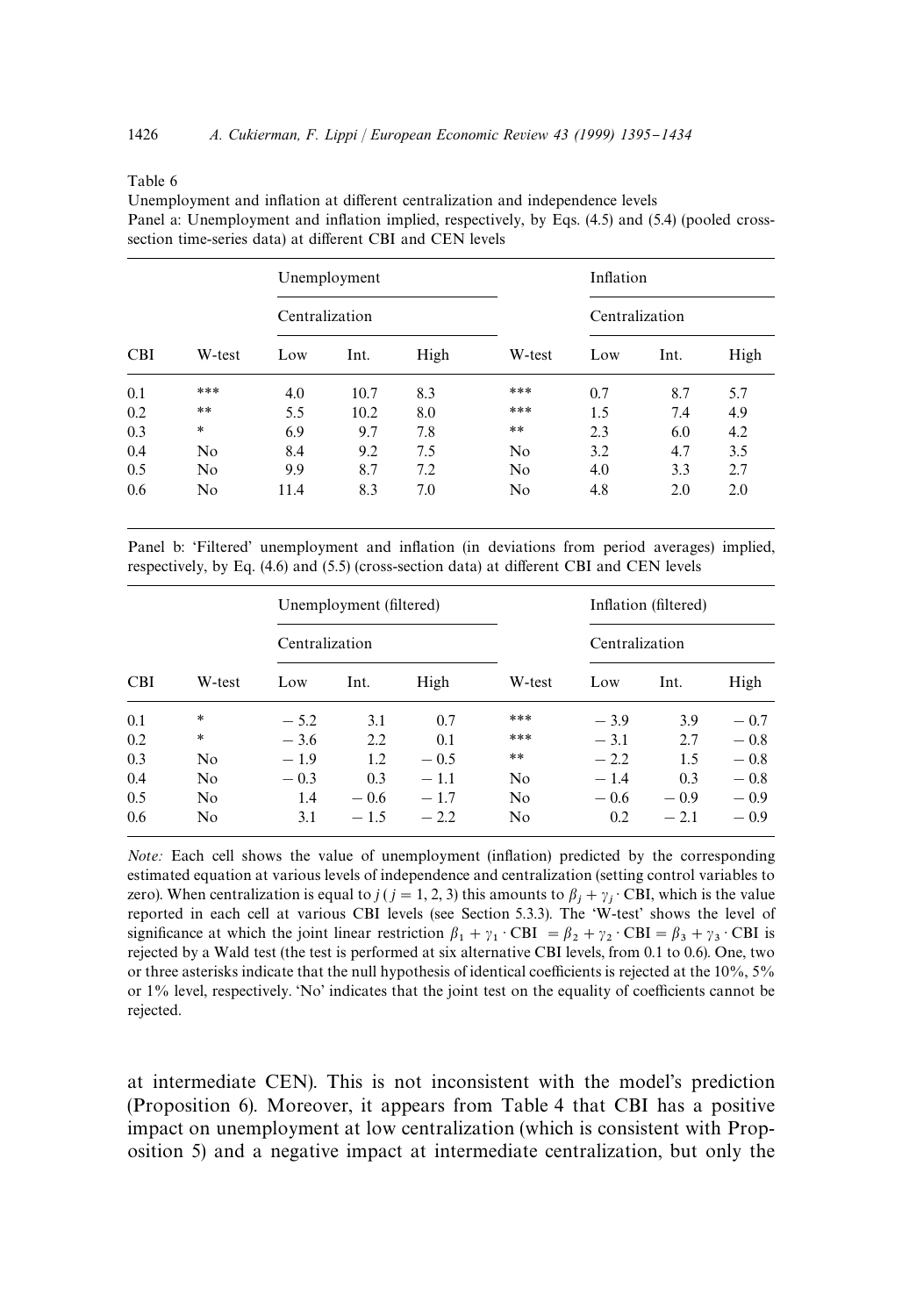Table 6

Unemployment and inflation at different centralization and independence levels

Panel a: Unemployment and inflation implied, respectively, by Eqs. (4.5) and (5.4) (pooled cross-section time-series data) at different CBI and CEN levels

| | | Unemployment | | | | Inflation | | |
|---|---|---|---|---|---|---|---|---|
| | | Centralization | | | | Centralization | | |
| CBI | W-test | Low | Int. | High | W-test | Low | Int. | High |
| 0.1 | *** | 4.0 | 10.7 | 8.3 | *** | 0.7 | 8.7 | 5.7 |
| 0.2 | ** | 5.5 | 10.2 | 8.0 | *** | 1.5 | 7.4 | 4.9 |
| 0.3 | * | 6.9 | 9.7 | 7.8 | ** | 2.3 | 6.0 | 4.2 |
| 0.4 | No | 8.4 | 9.2 | 7.5 | No | 3.2 | 4.7 | 3.5 |
| 0.5 | No | 9.9 | 8.7 | 7.2 | No | 4.0 | 3.3 | 2.7 |
| 0.6 | No | 11.4 | 8.3 | 7.0 | No | 4.8 | 2.0 | 2.0 |

Panel b: 'Filtered' unemployment and inflation (in deviations from period averages) implied, respectively, by Eq. (4.6) and (5.5) (cross-section data) at different CBI and CEN levels

| | | Unemployment (filtered) | | | | Inflation (filtered) | | |
|---|---|---|---|---|---|---|---|---|
| | | Centralization | | | | Centralization | | |
| CBI | W-test | Low | Int. | High | W-test | Low | Int. | High |
| 0.1 | * | −5.2 | 3.1 | 0.7 | *** | −3.9 | 3.9 | −0.7 |
| 0.2 | * | −3.6 | 2.2 | 0.1 | *** | −3.1 | 2.7 | −0.8 |
| 0.3 | No | −1.9 | 1.2 | −0.5 | ** | −2.2 | 1.5 | −0.8 |
| 0.4 | No | −0.3 | 0.3 | −1.1 | No | −1.4 | 0.3 | −0.8 |
| 0.5 | No | 1.4 | −0.6 | −1.7 | No | −0.6 | −0.9 | −0.9 |
| 0.6 | No | 3.1 | −1.5 | −2.2 | No | 0.2 | −2.1 | −0.9 |

*Note:* Each cell shows the value of unemployment (inflation) predicted by the corresponding estimated equation at various levels of independence and centralization (setting control variables to zero). When centralization is equal to $j$ ($j = 1, 2, 3$) this amounts to $\beta_j + \gamma_j \cdot \text{CBI}$, which is the value reported in each cell at various CBI levels (see Section 5.3.3). The 'W-test' shows the level of significance at which the joint linear restriction $\beta_1 + \gamma_1 \cdot \text{CBI} = \beta_2 + \gamma_2 \cdot \text{CBI} = \beta_3 + \gamma_3 \cdot \text{CBI}$ is rejected by a Wald test (the test is performed at six alternative CBI levels, from 0.1 to 0.6). One, two or three asterisks indicate that the null hypothesis of identical coefficients is rejected at the 10%, 5% or 1% level, respectively. 'No' indicates that the joint test on the equality of coefficients cannot be rejected.

at intermediate CEN). This is not inconsistent with the model's prediction (Proposition 6). Moreover, it appears from Table 4 that CBI has a positive impact on unemployment at low centralization (which is consistent with Proposition 5) and a negative impact at intermediate centralization, but only the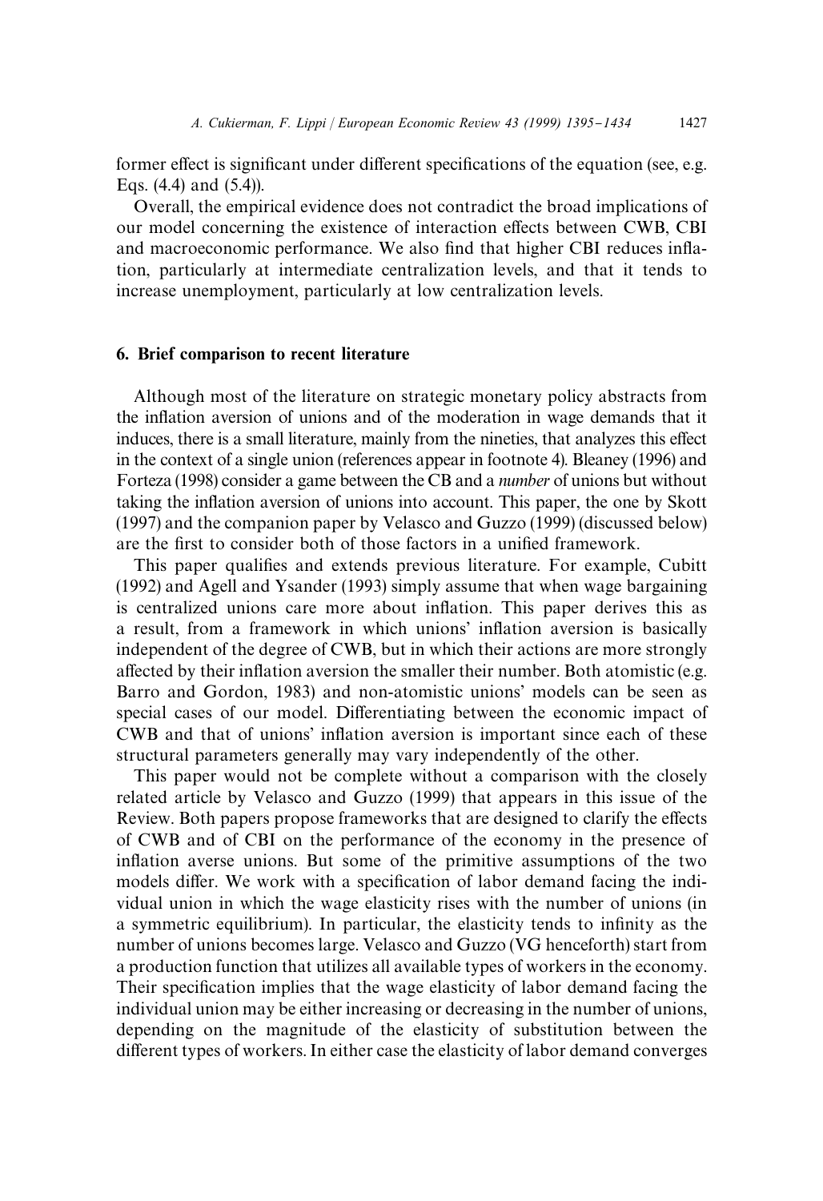former effect is significant under different specifications of the equation (see, e.g. Eqs. (4.4) and (5.4)).

Overall, the empirical evidence does not contradict the broad implications of our model concerning the existence of interaction effects between CWB, CBI and macroeconomic performance. We also find that higher CBI reduces inflation, particularly at intermediate centralization levels, and that it tends to increase unemployment, particularly at low centralization levels.

## 6. Brief comparison to recent literature

Although most of the literature on strategic monetary policy abstracts from the inflation aversion of unions and of the moderation in wage demands that it induces, there is a small literature, mainly from the nineties, that analyzes this effect in the context of a single union (references appear in footnote 4). Bleaney (1996) and Forteza (1998) consider a game between the CB and a *number* of unions but without taking the inflation aversion of unions into account. This paper, the one by Skott (1997) and the companion paper by Velasco and Guzzo (1999) (discussed below) are the first to consider both of those factors in a unified framework.

This paper qualifies and extends previous literature. For example, Cubitt (1992) and Agell and Ysander (1993) simply assume that when wage bargaining is centralized unions care more about inflation. This paper derives this as a result, from a framework in which unions' inflation aversion is basically independent of the degree of CWB, but in which their actions are more strongly affected by their inflation aversion the smaller their number. Both atomistic (e.g. Barro and Gordon, 1983) and non-atomistic unions' models can be seen as special cases of our model. Differentiating between the economic impact of CWB and that of unions' inflation aversion is important since each of these structural parameters generally may vary independently of the other.

This paper would not be complete without a comparison with the closely related article by Velasco and Guzzo (1999) that appears in this issue of the Review. Both papers propose frameworks that are designed to clarify the effects of CWB and of CBI on the performance of the economy in the presence of inflation averse unions. But some of the primitive assumptions of the two models differ. We work with a specification of labor demand facing the individual union in which the wage elasticity rises with the number of unions (in a symmetric equilibrium). In particular, the elasticity tends to infinity as the number of unions becomes large. Velasco and Guzzo (VG henceforth) start from a production function that utilizes all available types of workers in the economy. Their specification implies that the wage elasticity of labor demand facing the individual union may be either increasing or decreasing in the number of unions, depending on the magnitude of the elasticity of substitution between the different types of workers. In either case the elasticity of labor demand converges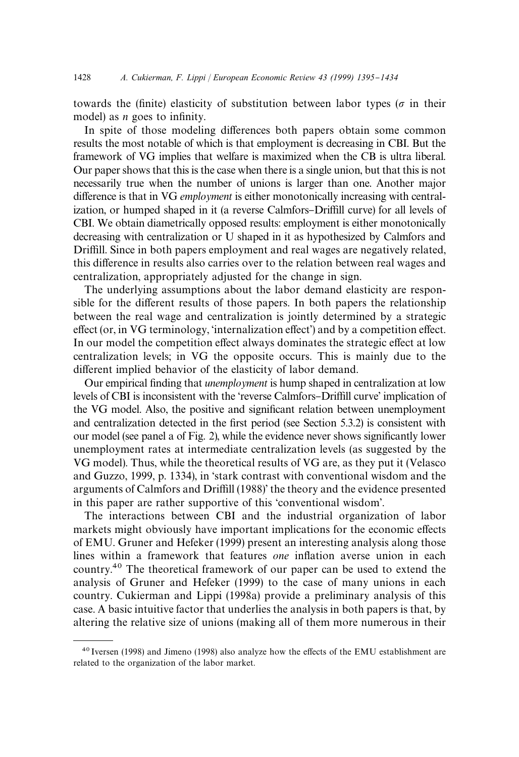towards the (finite) elasticity of substitution between labor types ($\sigma$ in their model) as $n$ goes to infinity.

In spite of those modeling differences both papers obtain some common results the most notable of which is that employment is decreasing in CBI. But the framework of VG implies that welfare is maximized when the CB is ultra liberal. Our paper shows that this is the case when there is a single union, but that this is not necessarily true when the number of unions is larger than one. Another major difference is that in VG *employment* is either monotonically increasing with centralization, or humped shaped in it (a reverse Calmfors–Driffill curve) for all levels of CBI. We obtain diametrically opposed results: employment is either monotonically decreasing with centralization or U shaped in it as hypothesized by Calmfors and Driffill. Since in both papers employment and real wages are negatively related, this difference in results also carries over to the relation between real wages and centralization, appropriately adjusted for the change in sign.

The underlying assumptions about the labor demand elasticity are responsible for the different results of those papers. In both papers the relationship between the real wage and centralization is jointly determined by a strategic effect (or, in VG terminology, 'internalization effect') and by a competition effect. In our model the competition effect always dominates the strategic effect at low centralization levels; in VG the opposite occurs. This is mainly due to the different implied behavior of the elasticity of labor demand.

Our empirical finding that *unemployment* is hump shaped in centralization at low levels of CBI is inconsistent with the 'reverse Calmfors–Driffill curve' implication of the VG model. Also, the positive and significant relation between unemployment and centralization detected in the first period (see Section 5.3.2) is consistent with our model (see panel a of Fig. 2), while the evidence never shows significantly lower unemployment rates at intermediate centralization levels (as suggested by the VG model). Thus, while the theoretical results of VG are, as they put it (Velasco and Guzzo, 1999, p. 1334), in 'stark contrast with conventional wisdom and the arguments of Calmfors and Driffill (1988)' the theory and the evidence presented in this paper are rather supportive of this 'conventional wisdom'.

The interactions between CBI and the industrial organization of labor markets might obviously have important implications for the economic effects of EMU. Gruner and Hefeker (1999) present an interesting analysis along those lines within a framework that features *one* inflation averse union in each country.[40] The theoretical framework of our paper can be used to extend the analysis of Gruner and Hefeker (1999) to the case of many unions in each country. Cukierman and Lippi (1998a) provide a preliminary analysis of this case. A basic intuitive factor that underlies the analysis in both papers is that, by altering the relative size of unions (making all of them more numerous in their

---

[40] Iversen (1998) and Jimeno (1998) also analyze how the effects of the EMU establishment are related to the organization of the labor market.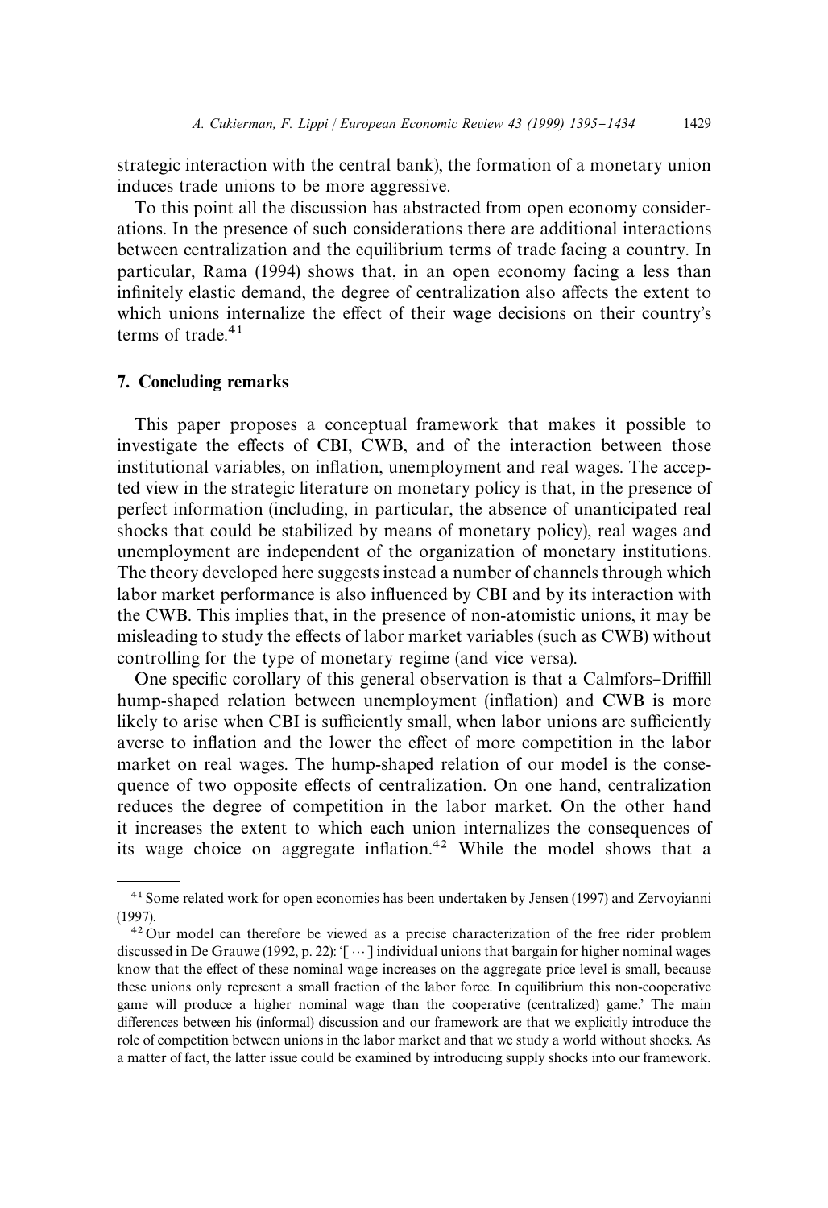strategic interaction with the central bank), the formation of a monetary union induces trade unions to be more aggressive.

To this point all the discussion has abstracted from open economy considerations. In the presence of such considerations there are additional interactions between centralization and the equilibrium terms of trade facing a country. In particular, Rama (1994) shows that, in an open economy facing a less than infinitely elastic demand, the degree of centralization also affects the extent to which unions internalize the effect of their wage decisions on their country's terms of trade.[41]

## 7. Concluding remarks

This paper proposes a conceptual framework that makes it possible to investigate the effects of CBI, CWB, and of the interaction between those institutional variables, on inflation, unemployment and real wages. The accepted view in the strategic literature on monetary policy is that, in the presence of perfect information (including, in particular, the absence of unanticipated real shocks that could be stabilized by means of monetary policy), real wages and unemployment are independent of the organization of monetary institutions. The theory developed here suggests instead a number of channels through which labor market performance is also influenced by CBI and by its interaction with the CWB. This implies that, in the presence of non-atomistic unions, it may be misleading to study the effects of labor market variables (such as CWB) without controlling for the type of monetary regime (and vice versa).

One specific corollary of this general observation is that a Calmfors–Driffill hump-shaped relation between unemployment (inflation) and CWB is more likely to arise when CBI is sufficiently small, when labor unions are sufficiently averse to inflation and the lower the effect of more competition in the labor market on real wages. The hump-shaped relation of our model is the consequence of two opposite effects of centralization. On one hand, centralization reduces the degree of competition in the labor market. On the other hand it increases the extent to which each union internalizes the consequences of its wage choice on aggregate inflation.[42] While the model shows that a

---

[41] Some related work for open economies has been undertaken by Jensen (1997) and Zervoyianni (1997).

[42] Our model can therefore be viewed as a precise characterization of the free rider problem discussed in De Grauwe (1992, p. 22): '[ ⋯ ] individual unions that bargain for higher nominal wages know that the effect of these nominal wage increases on the aggregate price level is small, because these unions only represent a small fraction of the labor force. In equilibrium this non-cooperative game will produce a higher nominal wage than the cooperative (centralized) game.' The main differences between his (informal) discussion and our framework are that we explicitly introduce the role of competition between unions in the labor market and that we study a world without shocks. As a matter of fact, the latter issue could be examined by introducing supply shocks into our framework.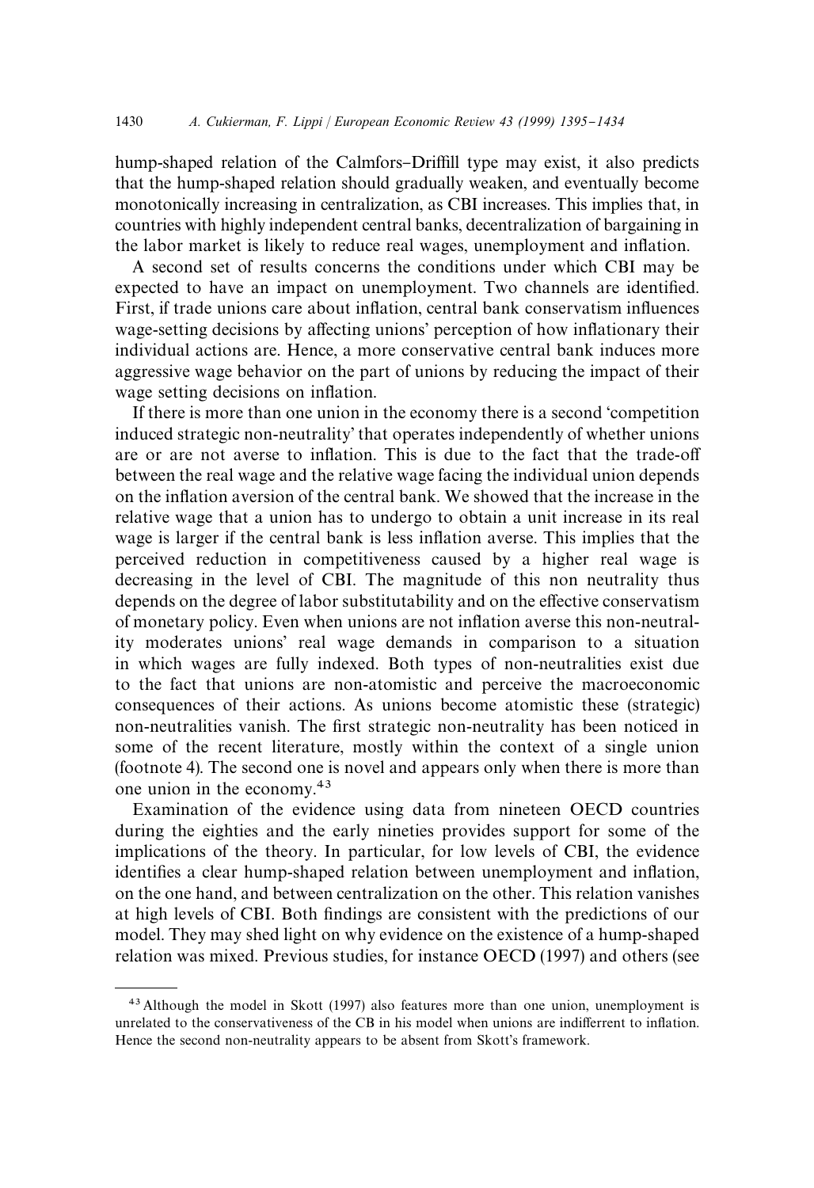hump-shaped relation of the Calmfors–Driffill type may exist, it also predicts that the hump-shaped relation should gradually weaken, and eventually become monotonically increasing in centralization, as CBI increases. This implies that, in countries with highly independent central banks, decentralization of bargaining in the labor market is likely to reduce real wages, unemployment and inflation.

A second set of results concerns the conditions under which CBI may be expected to have an impact on unemployment. Two channels are identified. First, if trade unions care about inflation, central bank conservatism influences wage-setting decisions by affecting unions' perception of how inflationary their individual actions are. Hence, a more conservative central bank induces more aggressive wage behavior on the part of unions by reducing the impact of their wage setting decisions on inflation.

If there is more than one union in the economy there is a second 'competition induced strategic non-neutrality' that operates independently of whether unions are or are not averse to inflation. This is due to the fact that the trade-off between the real wage and the relative wage facing the individual union depends on the inflation aversion of the central bank. We showed that the increase in the relative wage that a union has to undergo to obtain a unit increase in its real wage is larger if the central bank is less inflation averse. This implies that the perceived reduction in competitiveness caused by a higher real wage is decreasing in the level of CBI. The magnitude of this non neutrality thus depends on the degree of labor substitutability and on the effective conservatism of monetary policy. Even when unions are not inflation averse this non-neutrality moderates unions' real wage demands in comparison to a situation in which wages are fully indexed. Both types of non-neutralities exist due to the fact that unions are non-atomistic and perceive the macroeconomic consequences of their actions. As unions become atomistic these (strategic) non-neutralities vanish. The first strategic non-neutrality has been noticed in some of the recent literature, mostly within the context of a single union (footnote 4). The second one is novel and appears only when there is more than one union in the economy.[43]

Examination of the evidence using data from nineteen OECD countries during the eighties and the early nineties provides support for some of the implications of the theory. In particular, for low levels of CBI, the evidence identifies a clear hump-shaped relation between unemployment and inflation, on the one hand, and between centralization on the other. This relation vanishes at high levels of CBI. Both findings are consistent with the predictions of our model. They may shed light on why evidence on the existence of a hump-shaped relation was mixed. Previous studies, for instance OECD (1997) and others (see

[43] Although the model in Skott (1997) also features more than one union, unemployment is unrelated to the conservativeness of the CB in his model when unions are indifferent to inflation. Hence the second non-neutrality appears to be absent from Skott's framework.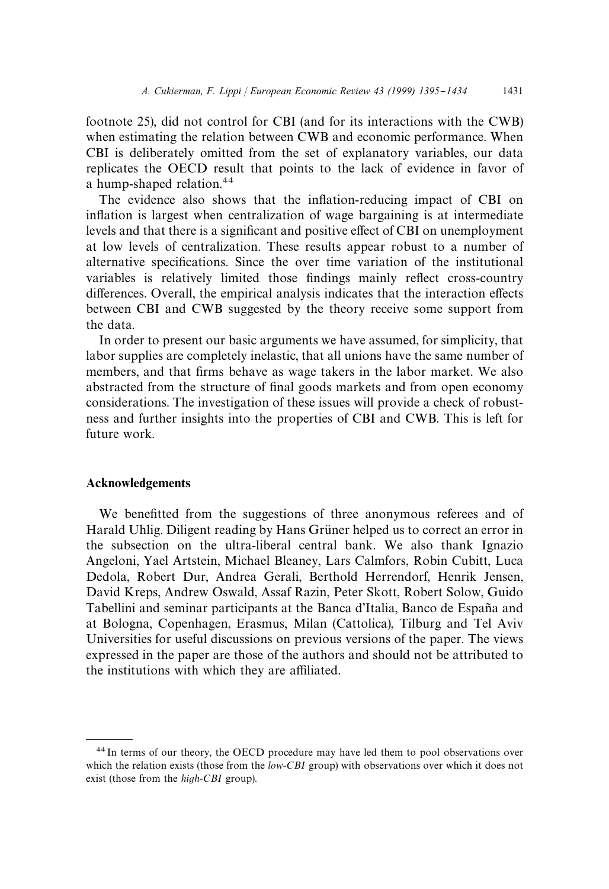footnote 25), did not control for CBI (and for its interactions with the CWB) when estimating the relation between CWB and economic performance. When CBI is deliberately omitted from the set of explanatory variables, our data replicates the OECD result that points to the lack of evidence in favor of a hump-shaped relation.[44]

The evidence also shows that the inflation-reducing impact of CBI on inflation is largest when centralization of wage bargaining is at intermediate levels and that there is a significant and positive effect of CBI on unemployment at low levels of centralization. These results appear robust to a number of alternative specifications. Since the over time variation of the institutional variables is relatively limited those findings mainly reflect cross-country differences. Overall, the empirical analysis indicates that the interaction effects between CBI and CWB suggested by the theory receive some support from the data.

In order to present our basic arguments we have assumed, for simplicity, that labor supplies are completely inelastic, that all unions have the same number of members, and that firms behave as wage takers in the labor market. We also abstracted from the structure of final goods markets and from open economy considerations. The investigation of these issues will provide a check of robustness and further insights into the properties of CBI and CWB. This is left for future work.

## Acknowledgements

We benefitted from the suggestions of three anonymous referees and of Harald Uhlig. Diligent reading by Hans Grüner helped us to correct an error in the subsection on the ultra-liberal central bank. We also thank Ignazio Angeloni, Yael Artstein, Michael Bleaney, Lars Calmfors, Robin Cubitt, Luca Dedola, Robert Dur, Andrea Gerali, Berthold Herrendorf, Henrik Jensen, David Kreps, Andrew Oswald, Assaf Razin, Peter Skott, Robert Solow, Guido Tabellini and seminar participants at the Banca d'Italia, Banco de España and at Bologna, Copenhagen, Erasmus, Milan (Cattolica), Tilburg and Tel Aviv Universities for useful discussions on previous versions of the paper. The views expressed in the paper are those of the authors and should not be attributed to the institutions with which they are affiliated.

---

[44] In terms of our theory, the OECD procedure may have led them to pool observations over which the relation exists (those from the *low-CBI* group) with observations over which it does not exist (those from the *high-CBI* group).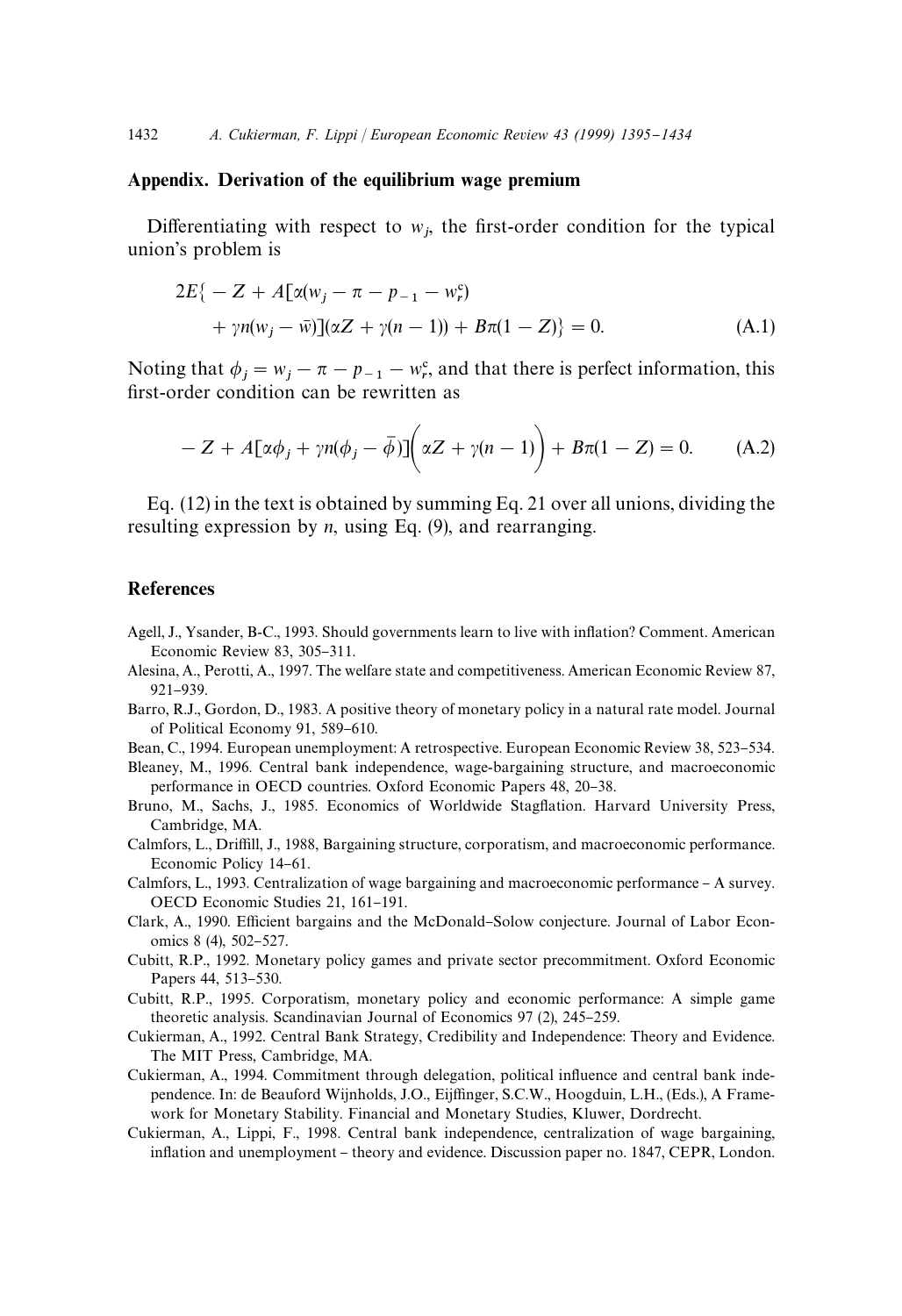## Appendix. Derivation of the equilibrium wage premium

Differentiating with respect to $w_j$, the first-order condition for the typical union's problem is

$$2E\{-Z + A[\alpha(w_j - \pi - p_{-1} - w_r^c) + \gamma n(w_j - \bar{w})](\alpha Z + \gamma(n-1)) + B\pi(1-Z)\} = 0. \tag{A.1}$$

Noting that $\phi_j = w_j - \pi - p_{-1} - w_r^c$, and that there is perfect information, this first-order condition can be rewritten as

$$-Z + A[\alpha\phi_j + \gamma n(\phi_j - \bar{\phi})]\left(\alpha Z + \gamma(n-1)\right) + B\pi(1-Z) = 0. \tag{A.2}$$

Eq. (12) in the text is obtained by summing Eq. 21 over all unions, dividing the resulting expression by $n$, using Eq. (9), and rearranging.

## References

Agell, J., Ysander, B-C., 1993. Should governments learn to live with inflation? Comment. American Economic Review 83, 305–311.

Alesina, A., Perotti, A., 1997. The welfare state and competitiveness. American Economic Review 87, 921–939.

Barro, R.J., Gordon, D., 1983. A positive theory of monetary policy in a natural rate model. Journal of Political Economy 91, 589–610.

Bean, C., 1994. European unemployment: A retrospective. European Economic Review 38, 523–534.

Bleaney, M., 1996. Central bank independence, wage-bargaining structure, and macroeconomic performance in OECD countries. Oxford Economic Papers 48, 20–38.

Bruno, M., Sachs, J., 1985. Economics of Worldwide Stagflation. Harvard University Press, Cambridge, MA.

Calmfors, L., Driffill, J., 1988, Bargaining structure, corporatism, and macroeconomic performance. Economic Policy 14–61.

Calmfors, L., 1993. Centralization of wage bargaining and macroeconomic performance – A survey. OECD Economic Studies 21, 161–191.

Clark, A., 1990. Efficient bargains and the McDonald–Solow conjecture. Journal of Labor Economics 8 (4), 502–527.

Cubitt, R.P., 1992. Monetary policy games and private sector precommitment. Oxford Economic Papers 44, 513–530.

Cubitt, R.P., 1995. Corporatism, monetary policy and economic performance: A simple game theoretic analysis. Scandinavian Journal of Economics 97 (2), 245–259.

Cukierman, A., 1992. Central Bank Strategy, Credibility and Independence: Theory and Evidence. The MIT Press, Cambridge, MA.

Cukierman, A., 1994. Commitment through delegation, political influence and central bank independence. In: de Beauford Wijnholds, J.O., Eijffinger, S.C.W., Hoogduin, L.H., (Eds.), A Framework for Monetary Stability. Financial and Monetary Studies, Kluwer, Dordrecht.

Cukierman, A., Lippi, F., 1998. Central bank independence, centralization of wage bargaining, inflation and unemployment – theory and evidence. Discussion paper no. 1847, CEPR, London.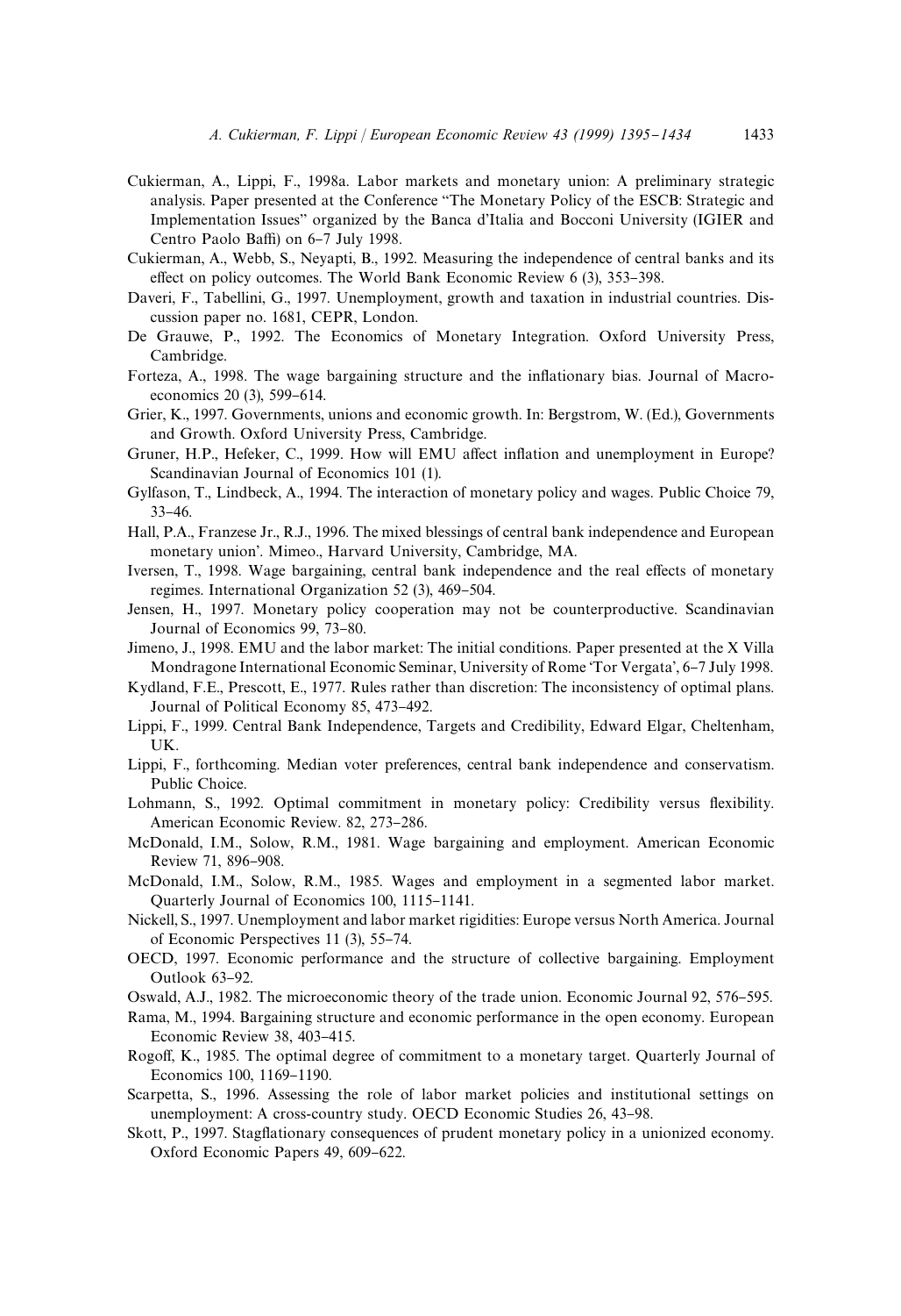Cukierman, A., Lippi, F., 1998a. Labor markets and monetary union: A preliminary strategic analysis. Paper presented at the Conference "The Monetary Policy of the ESCB: Strategic and Implementation Issues" organized by the Banca d'Italia and Bocconi University (IGIER and Centro Paolo Baffi) on 6–7 July 1998.

Cukierman, A., Webb, S., Neyapti, B., 1992. Measuring the independence of central banks and its effect on policy outcomes. The World Bank Economic Review 6 (3), 353–398.

Daveri, F., Tabellini, G., 1997. Unemployment, growth and taxation in industrial countries. Discussion paper no. 1681, CEPR, London.

De Grauwe, P., 1992. The Economics of Monetary Integration. Oxford University Press, Cambridge.

Forteza, A., 1998. The wage bargaining structure and the inflationary bias. Journal of Macroeconomics 20 (3), 599–614.

Grier, K., 1997. Governments, unions and economic growth. In: Bergstrom, W. (Ed.), Governments and Growth. Oxford University Press, Cambridge.

Gruner, H.P., Hefeker, C., 1999. How will EMU affect inflation and unemployment in Europe? Scandinavian Journal of Economics 101 (1).

Gylfason, T., Lindbeck, A., 1994. The interaction of monetary policy and wages. Public Choice 79, 33–46.

Hall, P.A., Franzese Jr., R.J., 1996. The mixed blessings of central bank independence and European monetary union'. Mimeo., Harvard University, Cambridge, MA.

Iversen, T., 1998. Wage bargaining, central bank independence and the real effects of monetary regimes. International Organization 52 (3), 469–504.

Jensen, H., 1997. Monetary policy cooperation may not be counterproductive. Scandinavian Journal of Economics 99, 73–80.

Jimeno, J., 1998. EMU and the labor market: The initial conditions. Paper presented at the X Villa Mondragone International Economic Seminar, University of Rome 'Tor Vergata', 6–7 July 1998.

Kydland, F.E., Prescott, E., 1977. Rules rather than discretion: The inconsistency of optimal plans. Journal of Political Economy 85, 473–492.

Lippi, F., 1999. Central Bank Independence, Targets and Credibility, Edward Elgar, Cheltenham, UK.

Lippi, F., forthcoming. Median voter preferences, central bank independence and conservatism. Public Choice.

Lohmann, S., 1992. Optimal commitment in monetary policy: Credibility versus flexibility. American Economic Review. 82, 273–286.

McDonald, I.M., Solow, R.M., 1981. Wage bargaining and employment. American Economic Review 71, 896–908.

McDonald, I.M., Solow, R.M., 1985. Wages and employment in a segmented labor market. Quarterly Journal of Economics 100, 1115–1141.

Nickell, S., 1997. Unemployment and labor market rigidities: Europe versus North America. Journal of Economic Perspectives 11 (3), 55–74.

OECD, 1997. Economic performance and the structure of collective bargaining. Employment Outlook 63–92.

Oswald, A.J., 1982. The microeconomic theory of the trade union. Economic Journal 92, 576–595.

Rama, M., 1994. Bargaining structure and economic performance in the open economy. European Economic Review 38, 403–415.

Rogoff, K., 1985. The optimal degree of commitment to a monetary target. Quarterly Journal of Economics 100, 1169–1190.

Scarpetta, S., 1996. Assessing the role of labor market policies and institutional settings on unemployment: A cross-country study. OECD Economic Studies 26, 43–98.

Skott, P., 1997. Stagflationary consequences of prudent monetary policy in a unionized economy. Oxford Economic Papers 49, 609–622.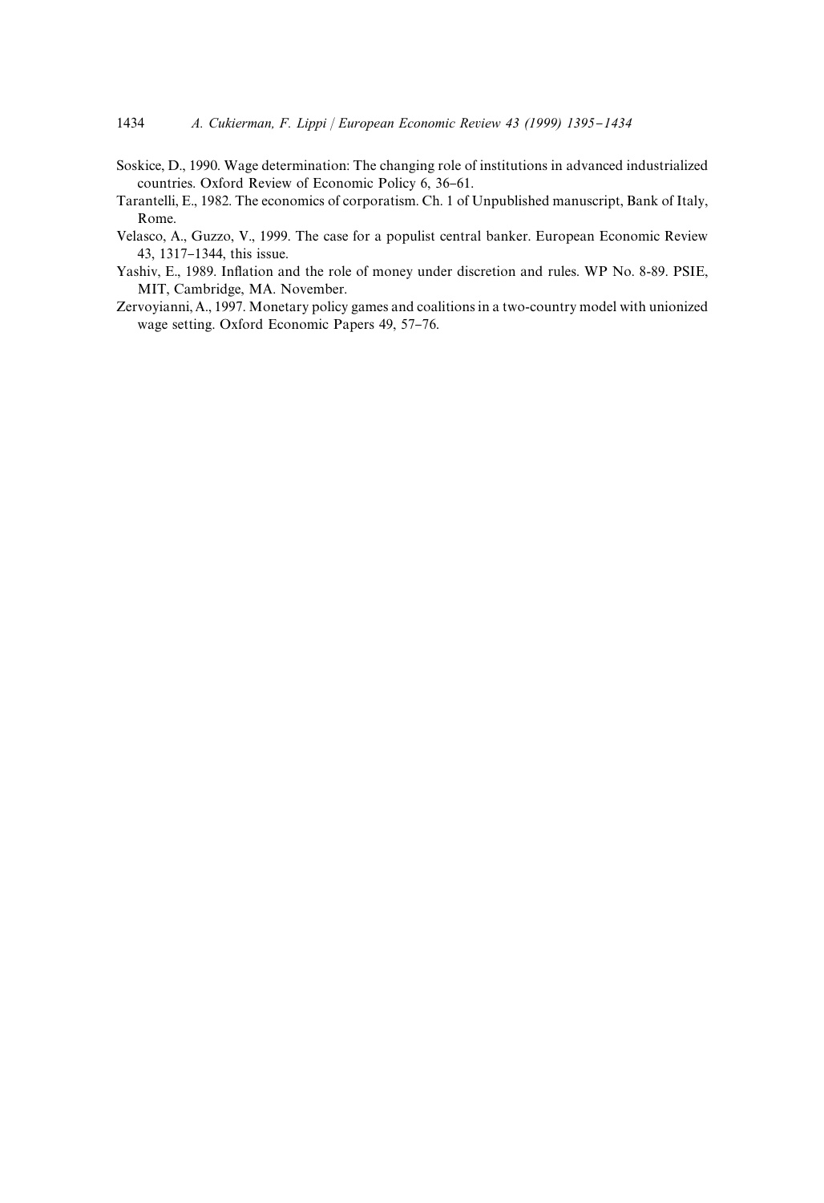Soskice, D., 1990. Wage determination: The changing role of institutions in advanced industrialized countries. Oxford Review of Economic Policy 6, 36–61.

Tarantelli, E., 1982. The economics of corporatism. Ch. 1 of Unpublished manuscript, Bank of Italy, Rome.

Velasco, A., Guzzo, V., 1999. The case for a populist central banker. European Economic Review 43, 1317–1344, this issue.

Yashiv, E., 1989. Inflation and the role of money under discretion and rules. WP No. 8-89. PSIE, MIT, Cambridge, MA. November.

Zervoyianni, A., 1997. Monetary policy games and coalitions in a two-country model with unionized wage setting. Oxford Economic Papers 49, 57–76.